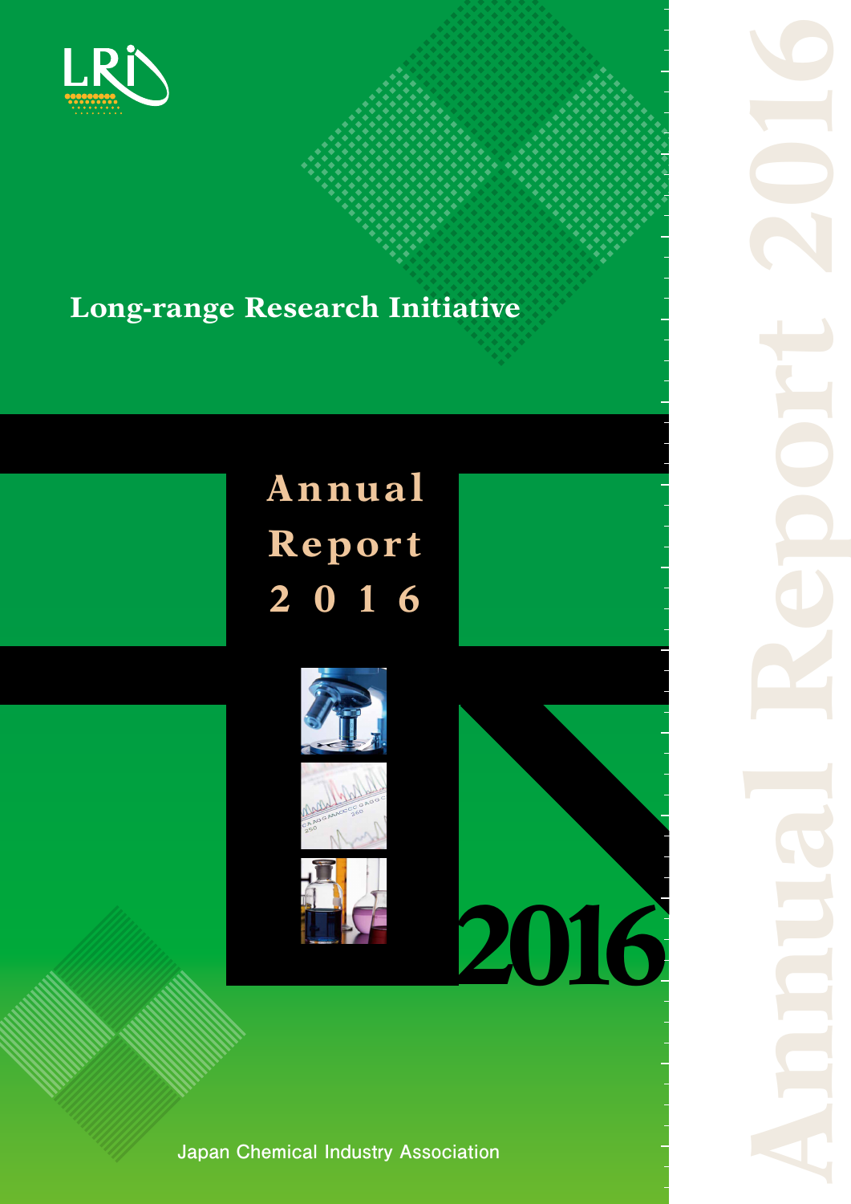LRi

# Long-range Research Initiative

# Annual Report 2016

2016

Japan Chemical Industry Association

Annual Report 2016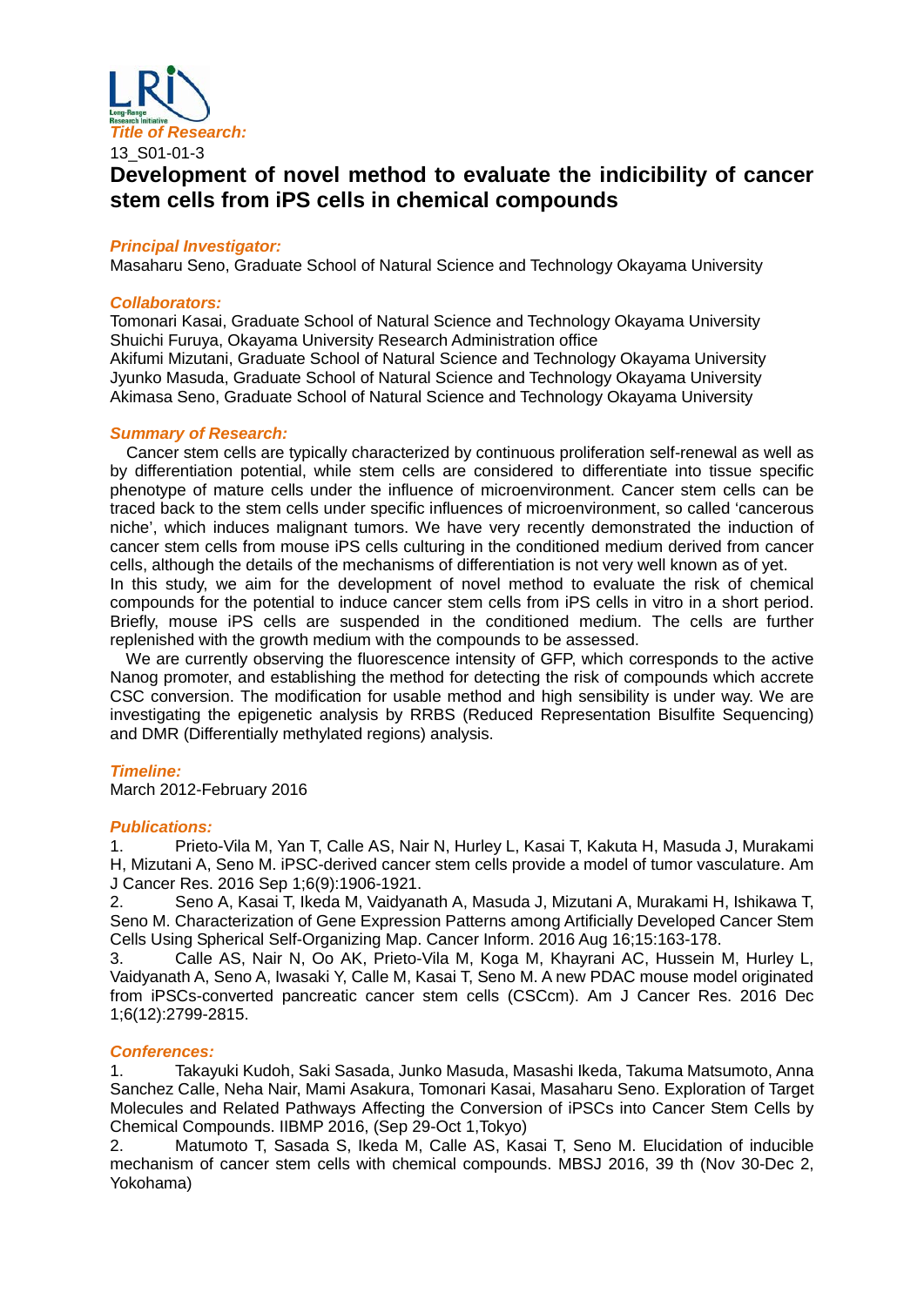*Title of Research:*

13_S01-01-3

# Development of novel method to evaluate the indicibility of cancer stem cells from iPS cells in chemical compounds

*Principal Investigator:*

Masaharu Seno, Graduate School of Natural Science and Technology Okayama University

*Collaborators:*

Tomonari Kasai, Graduate School of Natural Science and Technology Okayama University
Shuichi Furuya, Okayama University Research Administration office
Akifumi Mizutani, Graduate School of Natural Science and Technology Okayama University
Jyunko Masuda, Graduate School of Natural Science and Technology Okayama University
Akimasa Seno, Graduate School of Natural Science and Technology Okayama University

*Summary of Research:*

Cancer stem cells are typically characterized by continuous proliferation self-renewal as well as by differentiation potential, while stem cells are considered to differentiate into tissue specific phenotype of mature cells under the influence of microenvironment. Cancer stem cells can be traced back to the stem cells under specific influences of microenvironment, so called 'cancerous niche', which induces malignant tumors. We have very recently demonstrated the induction of cancer stem cells from mouse iPS cells culturing in the conditioned medium derived from cancer cells, although the details of the mechanisms of differentiation is not very well known as of yet.
In this study, we aim for the development of novel method to evaluate the risk of chemical compounds for the potential to induce cancer stem cells from iPS cells in vitro in a short period. Briefly, mouse iPS cells are suspended in the conditioned medium. The cells are further replenished with the growth medium with the compounds to be assessed.

We are currently observing the fluorescence intensity of GFP, which corresponds to the active Nanog promoter, and establishing the method for detecting the risk of compounds which accrete CSC conversion. The modification for usable method and high sensibility is under way. We are investigating the epigenetic analysis by RRBS (Reduced Representation Bisulfite Sequencing) and DMR (Differentially methylated regions) analysis.

*Timeline:*

March 2012-February 2016

*Publications:*

1. Prieto-Vila M, Yan T, Calle AS, Nair N, Hurley L, Kasai T, Kakuta H, Masuda J, Murakami H, Mizutani A, Seno M. iPSC-derived cancer stem cells provide a model of tumor vasculature. Am J Cancer Res. 2016 Sep 1;6(9):1906-1921.
2. Seno A, Kasai T, Ikeda M, Vaidyanath A, Masuda J, Mizutani A, Murakami H, Ishikawa T, Seno M. Characterization of Gene Expression Patterns among Artificially Developed Cancer Stem Cells Using Spherical Self-Organizing Map. Cancer Inform. 2016 Aug 16;15:163-178.
3. Calle AS, Nair N, Oo AK, Prieto-Vila M, Koga M, Khayrani AC, Hussein M, Hurley L, Vaidyanath A, Seno A, Iwasaki Y, Calle M, Kasai T, Seno M. A new PDAC mouse model originated from iPSCs-converted pancreatic cancer stem cells (CSCcm). Am J Cancer Res. 2016 Dec 1;6(12):2799-2815.

*Conferences:*

1. Takayuki Kudoh, Saki Sasada, Junko Masuda, Masashi Ikeda, Takuma Matsumoto, Anna Sanchez Calle, Neha Nair, Mami Asakura, Tomonari Kasai, Masaharu Seno. Exploration of Target Molecules and Related Pathways Affecting the Conversion of iPSCs into Cancer Stem Cells by Chemical Compounds. IIBMP 2016, (Sep 29-Oct 1,Tokyo)
2. Matumoto T, Sasada S, Ikeda M, Calle AS, Kasai T, Seno M. Elucidation of inducible mechanism of cancer stem cells with chemical compounds. MBSJ 2016, 39 th (Nov 30-Dec 2, Yokohama)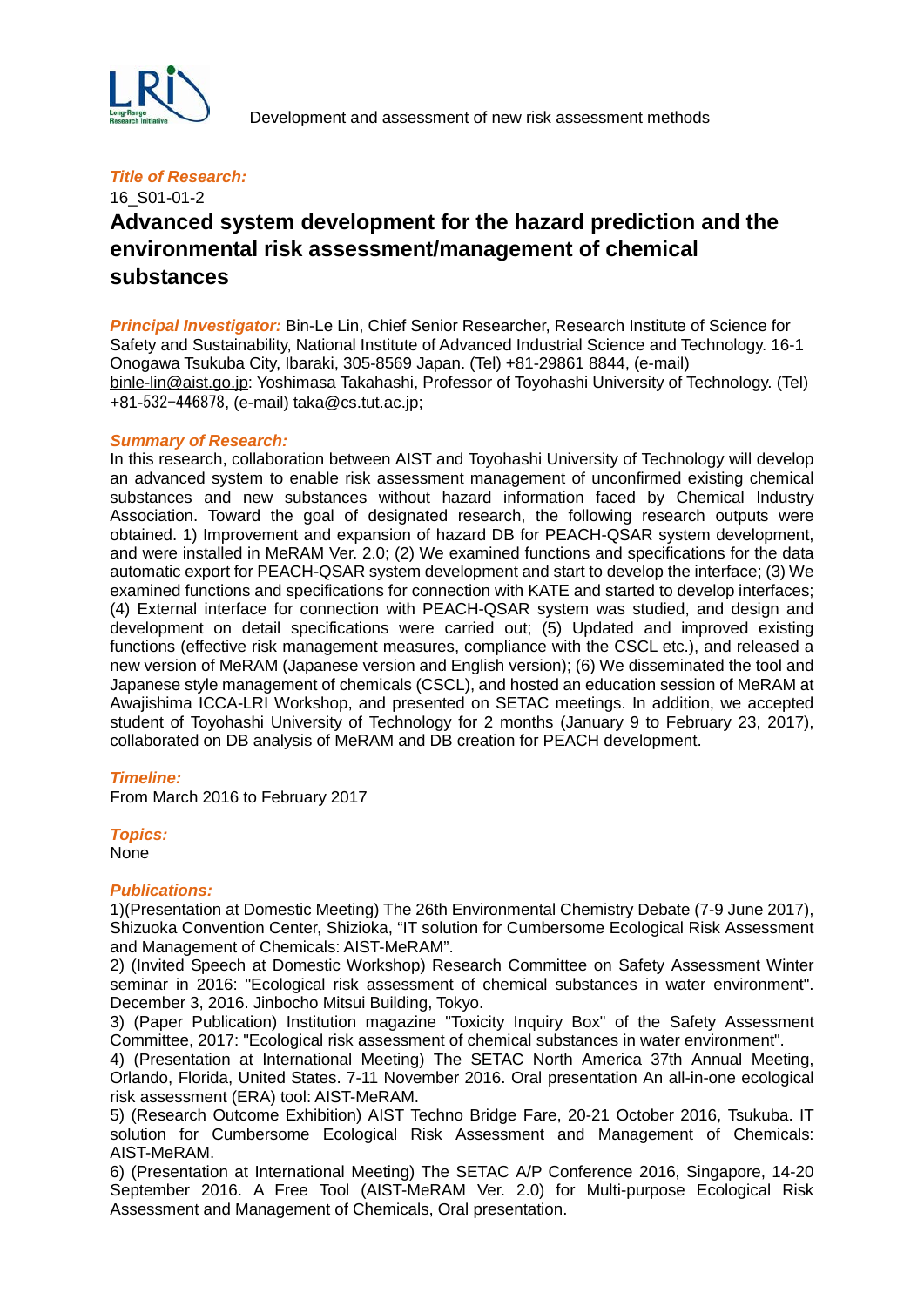*Title of Research:*

16_S01-01-2

## Advanced system development for the hazard prediction and the environmental risk assessment/management of chemical substances

***Principal Investigator:*** Bin-Le Lin, Chief Senior Researcher, Research Institute of Science for Safety and Sustainability, National Institute of Advanced Industrial Science and Technology. 16-1 Onogawa Tsukuba City, Ibaraki, 305-8569 Japan. (Tel) +81-29861 8844, (e-mail) binle-lin@aist.go.jp: Yoshimasa Takahashi, Professor of Toyohashi University of Technology. (Tel) +81-532−446878, (e-mail) taka@cs.tut.ac.jp;

***Summary of Research:***

In this research, collaboration between AIST and Toyohashi University of Technology will develop an advanced system to enable risk assessment management of unconfirmed existing chemical substances and new substances without hazard information faced by Chemical Industry Association. Toward the goal of designated research, the following research outputs were obtained. 1) Improvement and expansion of hazard DB for PEACH-QSAR system development, and were installed in MeRAM Ver. 2.0; (2) We examined functions and specifications for the data automatic export for PEACH-QSAR system development and start to develop the interface; (3) We examined functions and specifications for connection with KATE and started to develop interfaces; (4) External interface for connection with PEACH-QSAR system was studied, and design and development on detail specifications were carried out; (5) Updated and improved existing functions (effective risk management measures, compliance with the CSCL etc.), and released a new version of MeRAM (Japanese version and English version); (6) We disseminated the tool and Japanese style management of chemicals (CSCL), and hosted an education session of MeRAM at Awajishima ICCA-LRI Workshop, and presented on SETAC meetings. In addition, we accepted student of Toyohashi University of Technology for 2 months (January 9 to February 23, 2017), collaborated on DB analysis of MeRAM and DB creation for PEACH development.

***Timeline:***

From March 2016 to February 2017

***Topics:***

None

***Publications:***

1)(Presentation at Domestic Meeting) The 26th Environmental Chemistry Debate (7-9 June 2017), Shizuoka Convention Center, Shizioka, “IT solution for Cumbersome Ecological Risk Assessment and Management of Chemicals: AIST-MeRAM”.

2) (Invited Speech at Domestic Workshop) Research Committee on Safety Assessment Winter seminar in 2016: "Ecological risk assessment of chemical substances in water environment". December 3, 2016. Jinbocho Mitsui Building, Tokyo.

3) (Paper Publication) Institution magazine "Toxicity Inquiry Box" of the Safety Assessment Committee, 2017: "Ecological risk assessment of chemical substances in water environment".

4) (Presentation at International Meeting) The SETAC North America 37th Annual Meeting, Orlando, Florida, United States. 7-11 November 2016. Oral presentation An all-in-one ecological risk assessment (ERA) tool: AIST-MeRAM.

5) (Research Outcome Exhibition) AIST Techno Bridge Fare, 20-21 October 2016, Tsukuba. IT solution for Cumbersome Ecological Risk Assessment and Management of Chemicals: AIST-MeRAM.

6) (Presentation at International Meeting) The SETAC A/P Conference 2016, Singapore, 14-20 September 2016. A Free Tool (AIST-MeRAM Ver. 2.0) for Multi-purpose Ecological Risk Assessment and Management of Chemicals, Oral presentation.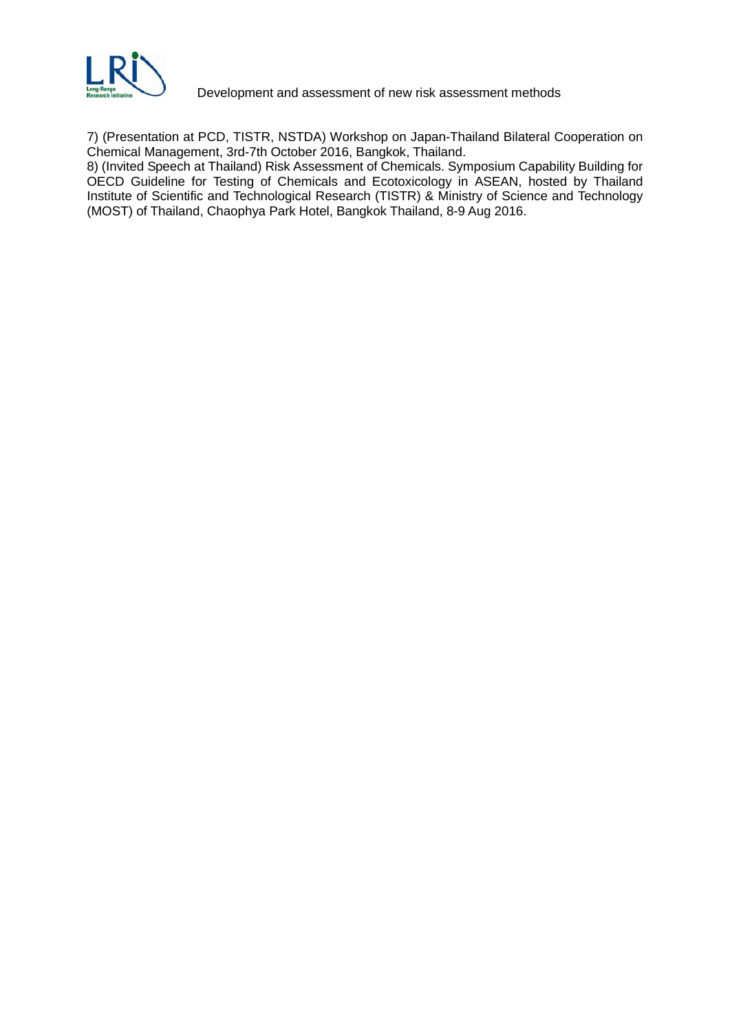7) (Presentation at PCD, TISTR, NSTDA) Workshop on Japan-Thailand Bilateral Cooperation on Chemical Management, 3rd-7th October 2016, Bangkok, Thailand.

8) (Invited Speech at Thailand) Risk Assessment of Chemicals. Symposium Capability Building for OECD Guideline for Testing of Chemicals and Ecotoxicology in ASEAN, hosted by Thailand Institute of Scientific and Technological Research (TISTR) & Ministry of Science and Technology (MOST) of Thailand, Chaophya Park Hotel, Bangkok Thailand, 8-9 Aug 2016.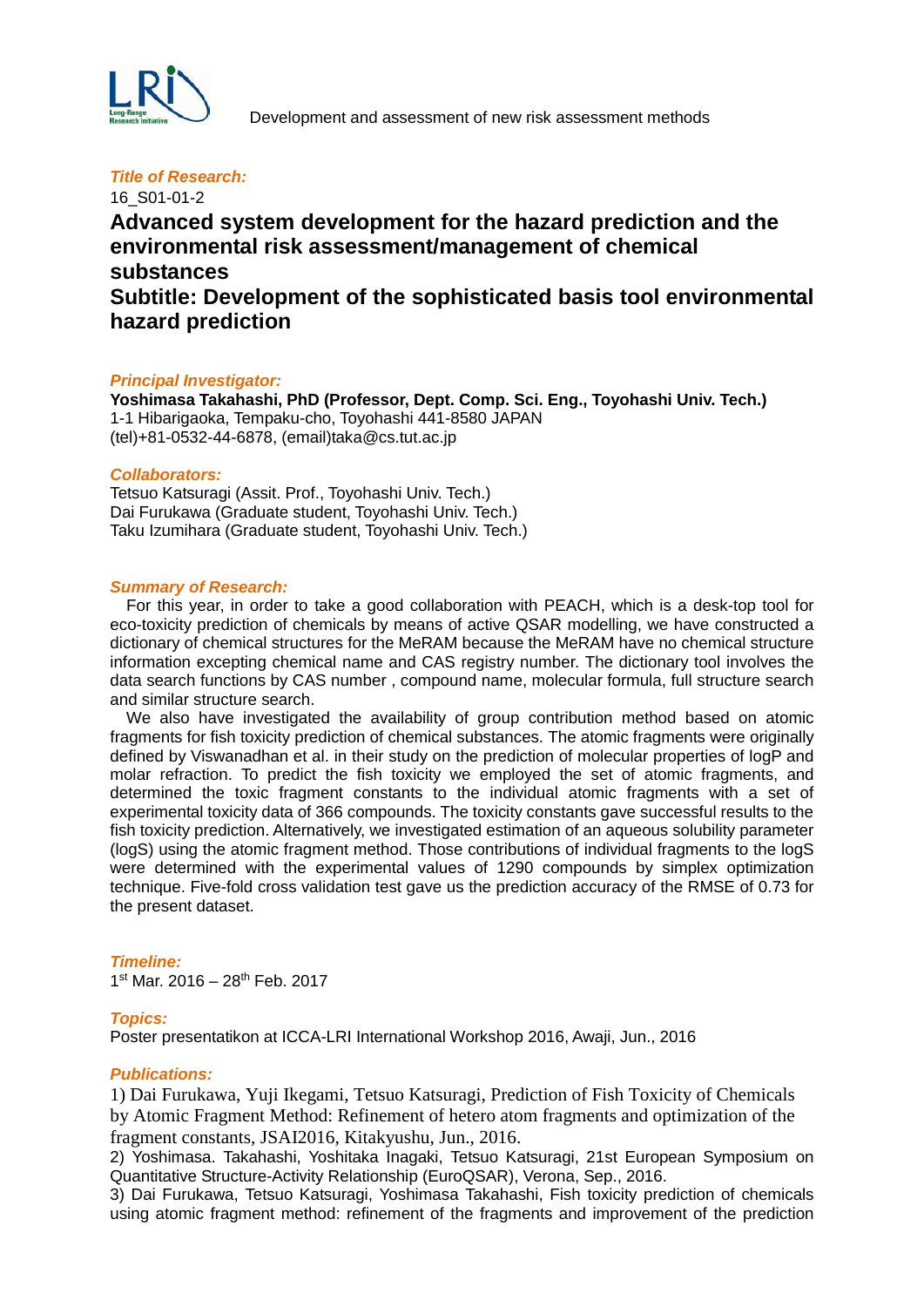Development and assessment of new risk assessment methods

***Title of Research:***

16_S01-01-2

## Advanced system development for the hazard prediction and the environmental risk assessment/management of chemical substances

## Subtitle: Development of the sophisticated basis tool environmental hazard prediction

***Principal Investigator:***

**Yoshimasa Takahashi, PhD (Professor, Dept. Comp. Sci. Eng., Toyohashi Univ. Tech.)**
1-1 Hibarigaoka, Tempaku-cho, Toyohashi 441-8580 JAPAN
(tel)+81-0532-44-6878, (email)taka@cs.tut.ac.jp

***Collaborators:***

Tetsuo Katsuragi (Assit. Prof., Toyohashi Univ. Tech.)
Dai Furukawa (Graduate student, Toyohashi Univ. Tech.)
Taku Izumihara (Graduate student, Toyohashi Univ. Tech.)

***Summary of Research:***

For this year, in order to take a good collaboration with PEACH, which is a desk-top tool for eco-toxicity prediction of chemicals by means of active QSAR modelling, we have constructed a dictionary of chemical structures for the MeRAM because the MeRAM have no chemical structure information excepting chemical name and CAS registry number. The dictionary tool involves the data search functions by CAS number , compound name, molecular formula, full structure search and similar structure search.

We also have investigated the availability of group contribution method based on atomic fragments for fish toxicity prediction of chemical substances. The atomic fragments were originally defined by Viswanadhan et al. in their study on the prediction of molecular properties of logP and molar refraction. To predict the fish toxicity we employed the set of atomic fragments, and determined the toxic fragment constants to the individual atomic fragments with a set of experimental toxicity data of 366 compounds. The toxicity constants gave successful results to the fish toxicity prediction. Alternatively, we investigated estimation of an aqueous solubility parameter (logS) using the atomic fragment method. Those contributions of individual fragments to the logS were determined with the experimental values of 1290 compounds by simplex optimization technique. Five-fold cross validation test gave us the prediction accuracy of the RMSE of 0.73 for the present dataset.

***Timeline:***

1st Mar. 2016 – 28th Feb. 2017

***Topics:***

Poster presentatikon at ICCA-LRI International Workshop 2016, Awaji, Jun., 2016

***Publications:***

1) Dai Furukawa, Yuji Ikegami, Tetsuo Katsuragi, Prediction of Fish Toxicity of Chemicals by Atomic Fragment Method: Refinement of hetero atom fragments and optimization of the fragment constants, JSAI2016, Kitakyushu, Jun., 2016.
2) Yoshimasa. Takahashi, Yoshitaka Inagaki, Tetsuo Katsuragi, 21st European Symposium on Quantitative Structure-Activity Relationship (EuroQSAR), Verona, Sep., 2016.
3) Dai Furukawa, Tetsuo Katsuragi, Yoshimasa Takahashi, Fish toxicity prediction of chemicals using atomic fragment method: refinement of the fragments and improvement of the prediction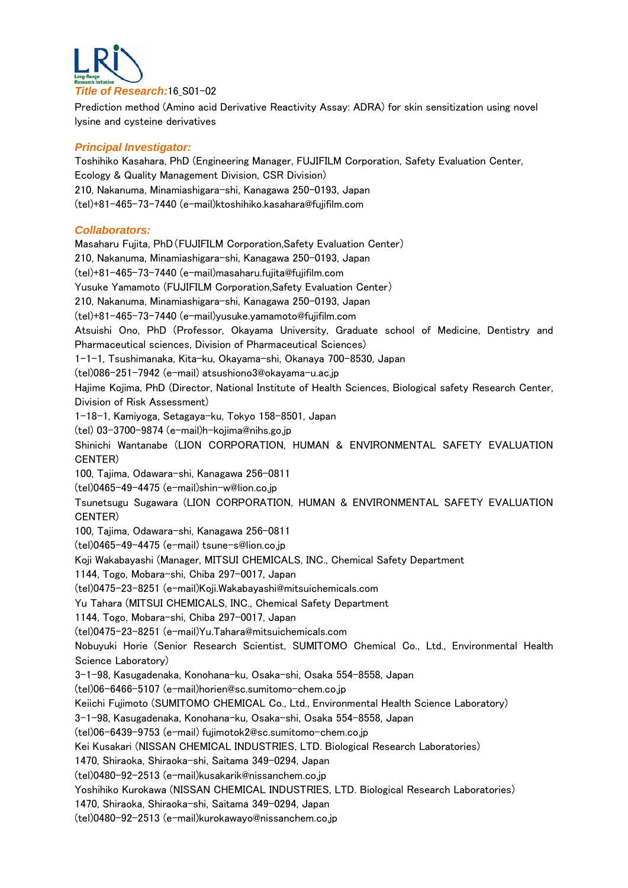***Title of Research:***16_S01-02

Prediction method (Amino acid Derivative Reactivity Assay: ADRA) for skin sensitization using novel lysine and cysteine derivatives

### ***Principal Investigator:***

Toshihiko Kasahara, PhD (Engineering Manager, FUJIFILM Corporation, Safety Evaluation Center, Ecology & Quality Management Division, CSR Division)
210, Nakanuma, Minamiashigara-shi, Kanagawa 250-0193, Japan
(tel)+81-465-73-7440 (e-mail)ktoshihiko.kasahara@fujifilm.com

### ***Collaborators:***

Masaharu Fujita, PhD (FUJIFILM Corporation,Safety Evaluation Center)
210, Nakanuma, Minamiashigara-shi, Kanagawa 250-0193, Japan
(tel)+81-465-73-7440 (e-mail)masaharu.fujita@fujifilm.com
Yusuke Yamamoto (FUJIFILM Corporation,Safety Evaluation Center)
210, Nakanuma, Minamiashigara-shi, Kanagawa 250-0193, Japan
(tel)+81-465-73-7440 (e-mail)yusuke.yamamoto@fujifilm.com
Atsuishi Ono, PhD (Professor, Okayama University, Graduate school of Medicine, Dentistry and Pharmaceutical sciences, Division of Pharmaceutical Sciences)
1-1-1, Tsushimanaka, Kita-ku, Okayama-shi, Okanaya 700-8530, Japan
(tel)086-251-7942 (e-mail) atsushiono3@okayama-u.ac.jp
Hajime Kojima, PhD (Director, National Institute of Health Sciences, Biological safety Research Center, Division of Risk Assessment)
1-18-1, Kamiyoga, Setagaya-ku, Tokyo 158-8501, Japan
(tel) 03-3700-9874 (e-mail)h-kojima@nihs.go.jp
Shinichi Wantanabe (LION CORPORATION, HUMAN & ENVIRONMENTAL SAFETY EVALUATION CENTER)
100, Tajima, Odawara-shi, Kanagawa 256-0811
(tel)0465-49-4475 (e-mail)shin-w@lion.co.jp
Tsunetsugu Sugawara (LION CORPORATION, HUMAN & ENVIRONMENTAL SAFETY EVALUATION CENTER)
100, Tajima, Odawara-shi, Kanagawa 256-0811
(tel)0465-49-4475 (e-mail) tsune-s@lion.co.jp
Koji Wakabayashi (Manager, MITSUI CHEMICALS, INC., Chemical Safety Department
1144, Togo, Mobara-shi, Chiba 297-0017, Japan
(tel)0475-23-8251 (e-mail)Koji.Wakabayashi@mitsuichemicals.com
Yu Tahara (MITSUI CHEMICALS, INC., Chemical Safety Department
1144, Togo, Mobara-shi, Chiba 297-0017, Japan
(tel)0475-23-8251 (e-mail)Yu.Tahara@mitsuichemicals.com
Nobuyuki Horie (Senior Research Scientist, SUMITOMO Chemical Co., Ltd., Environmental Health Science Laboratory)
3-1-98, Kasugadenaka, Konohana-ku, Osaka-shi, Osaka 554-8558, Japan
(tel)06-6466-5107 (e-mail)horien@sc.sumitomo-chem.co.jp
Keiichi Fujimoto (SUMITOMO CHEMICAL Co., Ltd., Environmental Health Science Laboratory)
3-1-98, Kasugadenaka, Konohana-ku, Osaka-shi, Osaka 554-8558, Japan
(tel)06-6439-9753 (e-mail) fujimotok2@sc.sumitomo-chem.co.jp
Kei Kusakari (NISSAN CHEMICAL INDUSTRIES, LTD. Biological Research Laboratories)
1470, Shiraoka, Shiraoka-shi, Saitama 349-0294, Japan
(tel)0480-92-2513 (e-mail)kusakarik@nissanchem.co.jp
Yoshihiko Kurokawa (NISSAN CHEMICAL INDUSTRIES, LTD. Biological Research Laboratories)
1470, Shiraoka, Shiraoka-shi, Saitama 349-0294, Japan
(tel)0480-92-2513 (e-mail)kurokawayo@nissanchem.co.jp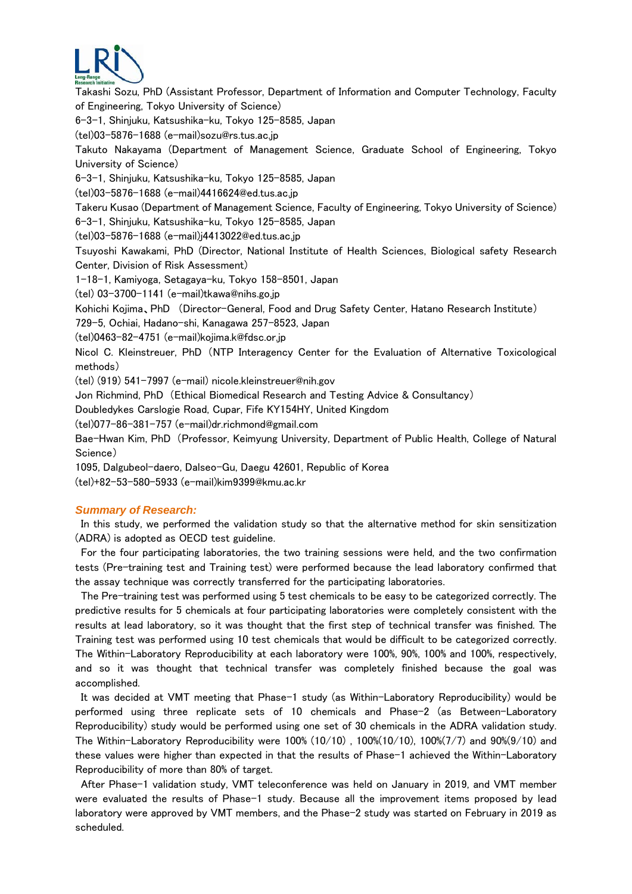Takashi Sozu, PhD (Assistant Professor, Department of Information and Computer Technology, Faculty of Engineering, Tokyo University of Science)
6-3-1, Shinjuku, Katsushika-ku, Tokyo 125-8585, Japan
(tel)03-5876-1688 (e-mail)sozu@rs.tus.ac.jp
Takuto Nakayama (Department of Management Science, Graduate School of Engineering, Tokyo University of Science)
6-3-1, Shinjuku, Katsushika-ku, Tokyo 125-8585, Japan
(tel)03-5876-1688 (e-mail)4416624@ed.tus.ac.jp
Takeru Kusao (Department of Management Science, Faculty of Engineering, Tokyo University of Science)
6-3-1, Shinjuku, Katsushika-ku, Tokyo 125-8585, Japan
(tel)03-5876-1688 (e-mail)j4413022@ed.tus.ac.jp
Tsuyoshi Kawakami, PhD (Director, National Institute of Health Sciences, Biological safety Research Center, Division of Risk Assessment)
1-18-1, Kamiyoga, Setagaya-ku, Tokyo 158-8501, Japan
(tel) 03-3700-1141 (e-mail)tkawa@nihs.go.jp
Kohichi Kojima、PhD (Director-General, Food and Drug Safety Center, Hatano Research Institute)
729-5, Ochiai, Hadano-shi, Kanagawa 257-8523, Japan
(tel)0463-82-4751 (e-mail)kojima.k@fdsc.or.jp
Nicol C. Kleinstreuer, PhD (NTP Interagency Center for the Evaluation of Alternative Toxicological methods)
(tel) (919) 541-7997 (e-mail) nicole.kleinstreuer@nih.gov
Jon Richmind, PhD (Ethical Biomedical Research and Testing Advice & Consultancy)
Doubledykes Carslogie Road, Cupar, Fife KY154HY, United Kingdom
(tel)077-86-381-757 (e-mail)dr.richmond@gmail.com
Bae-Hwan Kim, PhD (Professor, Keimyung University, Department of Public Health, College of Natural Science)
1095, Dalgubeol-daero, Dalseo-Gu, Daegu 42601, Republic of Korea
(tel)+82-53-580-5933 (e-mail)kim9399@kmu.ac.kr

### *Summary of Research:*

In this study, we performed the validation study so that the alternative method for skin sensitization (ADRA) is adopted as OECD test guideline.

For the four participating laboratories, the two training sessions were held, and the two confirmation tests (Pre-training test and Training test) were performed because the lead laboratory confirmed that the assay technique was correctly transferred for the participating laboratories.

The Pre-training test was performed using 5 test chemicals to be easy to be categorized correctly. The predictive results for 5 chemicals at four participating laboratories were completely consistent with the results at lead laboratory, so it was thought that the first step of technical transfer was finished. The Training test was performed using 10 test chemicals that would be difficult to be categorized correctly. The Within-Laboratory Reproducibility at each laboratory were 100%, 90%, 100% and 100%, respectively, and so it was thought that technical transfer was completely finished because the goal was accomplished.

It was decided at VMT meeting that Phase-1 study (as Within-Laboratory Reproducibility) would be performed using three replicate sets of 10 chemicals and Phase-2 (as Between-Laboratory Reproducibility) study would be performed using one set of 30 chemicals in the ADRA validation study. The Within-Laboratory Reproducibility were 100% (10/10) , 100%(10/10), 100%(7/7) and 90%(9/10) and these values were higher than expected in that the results of Phase-1 achieved the Within-Laboratory Reproducibility of more than 80% of target.

After Phase-1 validation study, VMT teleconference was held on January in 2019, and VMT member were evaluated the results of Phase-1 study. Because all the improvement items proposed by lead laboratory were approved by VMT members, and the Phase-2 study was started on February in 2019 as scheduled.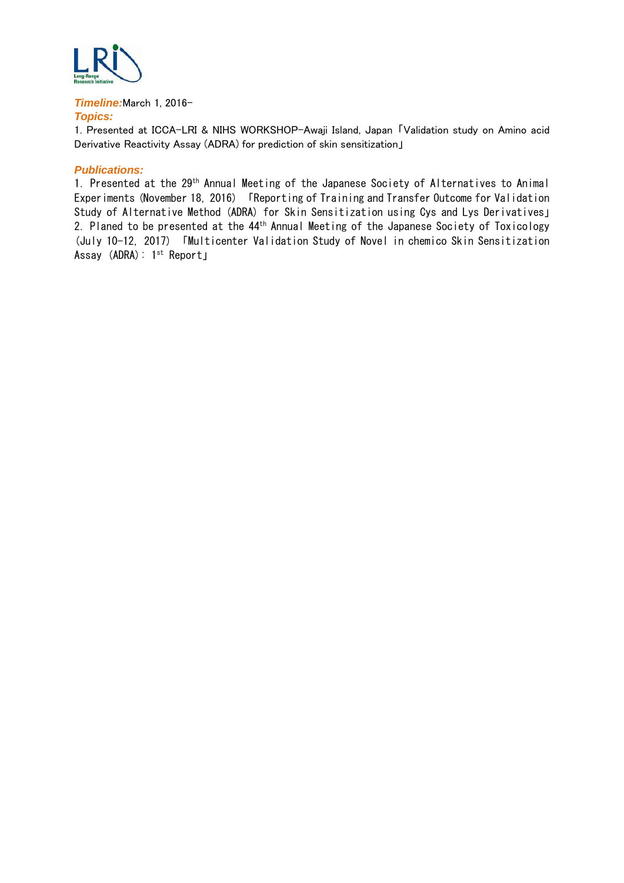***Timeline:*** March 1, 2016-

***Topics:***

1. Presented at ICCA-LRI & NIHS WORKSHOP-Awaji Island, Japan「Validation study on Amino acid Derivative Reactivity Assay (ADRA) for prediction of skin sensitization」

***Publications:***

1. Presented at the 29th Annual Meeting of the Japanese Society of Alternatives to Animal Experiments (November 18, 2016) 「Reporting of Training and Transfer Outcome for Validation Study of Alternative Method (ADRA) for Skin Sensitization using Cys and Lys Derivatives」
2. Planed to be presented at the 44th Annual Meeting of the Japanese Society of Toxicology (July 10-12, 2017) 「Multicenter Validation Study of Novel in chemico Skin Sensitization Assay (ADRA): 1st Report」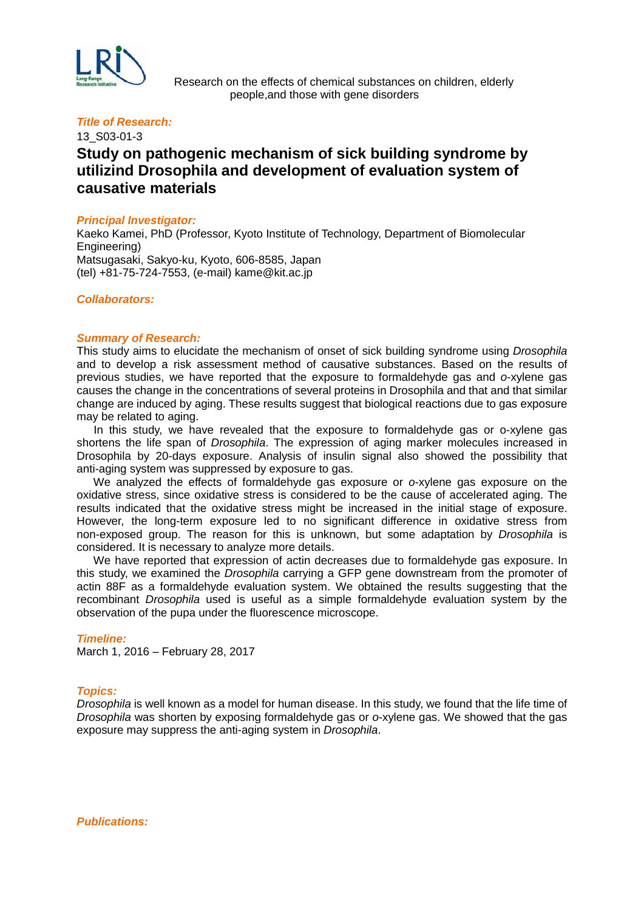Research on the effects of chemical substances on children, elderly people,and those with gene disorders

***Title of Research:***

13_S03-01-3

## Study on pathogenic mechanism of sick building syndrome by utilizind Drosophila and development of evaluation system of causative materials

***Principal Investigator:***

Kaeko Kamei, PhD (Professor, Kyoto Institute of Technology, Department of Biomolecular Engineering)
Matsugasaki, Sakyo-ku, Kyoto, 606-8585, Japan
(tel) +81-75-724-7553, (e-mail) kame@kit.ac.jp

***Collaborators:***

***Summary of Research:***

This study aims to elucidate the mechanism of onset of sick building syndrome using *Drosophila* and to develop a risk assessment method of causative substances. Based on the results of previous studies, we have reported that the exposure to formaldehyde gas and *o*-xylene gas causes the change in the concentrations of several proteins in Drosophila and that and that similar change are induced by aging. These results suggest that biological reactions due to gas exposure may be related to aging.

In this study, we have revealed that the exposure to formaldehyde gas or o-xylene gas shortens the life span of *Drosophila*. The expression of aging marker molecules increased in Drosophila by 20-days exposure. Analysis of insulin signal also showed the possibility that anti-aging system was suppressed by exposure to gas.

We analyzed the effects of formaldehyde gas exposure or *o*-xylene gas exposure on the oxidative stress, since oxidative stress is considered to be the cause of accelerated aging. The results indicated that the oxidative stress might be increased in the initial stage of exposure. However, the long-term exposure led to no significant difference in oxidative stress from non-exposed group. The reason for this is unknown, but some adaptation by *Drosophila* is considered. It is necessary to analyze more details.

We have reported that expression of actin decreases due to formaldehyde gas exposure. In this study, we examined the *Drosophila* carrying a GFP gene downstream from the promoter of actin 88F as a formaldehyde evaluation system. We obtained the results suggesting that the recombinant *Drosophila* used is useful as a simple formaldehyde evaluation system by the observation of the pupa under the fluorescence microscope.

***Timeline:***

March 1, 2016 – February 28, 2017

***Topics:***

*Drosophila* is well known as a model for human disease. In this study, we found that the life time of *Drosophila* was shorten by exposing formaldehyde gas or *o*-xylene gas. We showed that the gas exposure may suppress the anti-aging system in *Drosophila*.

***Publications:***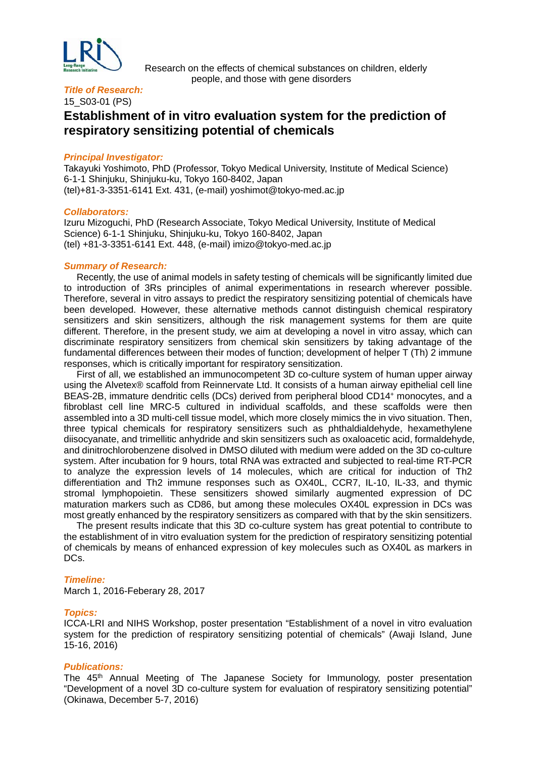Research on the effects of chemical substances on children, elderly people, and those with gene disorders

***Title of Research:***

15_S03-01 (PS)

# Establishment of in vitro evaluation system for the prediction of respiratory sensitizing potential of chemicals

***Principal Investigator:***

Takayuki Yoshimoto, PhD (Professor, Tokyo Medical University, Institute of Medical Science)
6-1-1 Shinjuku, Shinjuku-ku, Tokyo 160-8402, Japan
(tel)+81-3-3351-6141 Ext. 431, (e-mail) yoshimot@tokyo-med.ac.jp

***Collaborators:***

Izuru Mizoguchi, PhD (Research Associate, Tokyo Medical University, Institute of Medical Science) 6-1-1 Shinjuku, Shinjuku-ku, Tokyo 160-8402, Japan
(tel) +81-3-3351-6141 Ext. 448, (e-mail) imizo@tokyo-med.ac.jp

***Summary of Research:***

Recently, the use of animal models in safety testing of chemicals will be significantly limited due to introduction of 3Rs principles of animal experimentations in research wherever possible. Therefore, several in vitro assays to predict the respiratory sensitizing potential of chemicals have been developed. However, these alternative methods cannot distinguish chemical respiratory sensitizers and skin sensitizers, although the risk management systems for them are quite different. Therefore, in the present study, we aim at developing a novel in vitro assay, which can discriminate respiratory sensitizers from chemical skin sensitizers by taking advantage of the fundamental differences between their modes of function; development of helper T (Th) 2 immune responses, which is critically important for respiratory sensitization.

First of all, we established an immunocompetent 3D co-culture system of human upper airway using the Alvetex® scaffold from Reinnervate Ltd. It consists of a human airway epithelial cell line BEAS-2B, immature dendritic cells (DCs) derived from peripheral blood $CD14^{+}$ monocytes, and a fibroblast cell line MRC-5 cultured in individual scaffolds, and these scaffolds were then assembled into a 3D multi-cell tissue model, which more closely mimics the in vivo situation. Then, three typical chemicals for respiratory sensitizers such as phthaldialdehyde, hexamethylene diisocyanate, and trimellitic anhydride and skin sensitizers such as oxaloacetic acid, formaldehyde, and dinitrochlorobenzene disolved in DMSO diluted with medium were added on the 3D co-culture system. After incubation for 9 hours, total RNA was extracted and subjected to real-time RT-PCR to analyze the expression levels of 14 molecules, which are critical for induction of Th2 differentiation and Th2 immune responses such as OX40L, CCR7, IL-10, IL-33, and thymic stromal lymphopoietin. These sensitizers showed similarly augmented expression of DC maturation markers such as CD86, but among these molecules OX40L expression in DCs was most greatly enhanced by the respiratory sensitizers as compared with that by the skin sensitizers.

The present results indicate that this 3D co-culture system has great potential to contribute to the establishment of in vitro evaluation system for the prediction of respiratory sensitizing potential of chemicals by means of enhanced expression of key molecules such as OX40L as markers in DCs.

***Timeline:***

March 1, 2016-Feberary 28, 2017

***Topics:***

ICCA-LRI and NIHS Workshop, poster presentation "Establishment of a novel in vitro evaluation system for the prediction of respiratory sensitizing potential of chemicals" (Awaji Island, June 15-16, 2016)

***Publications:***

The 45th Annual Meeting of The Japanese Society for Immunology, poster presentation "Development of a novel 3D co-culture system for evaluation of respiratory sensitizing potential" (Okinawa, December 5-7, 2016)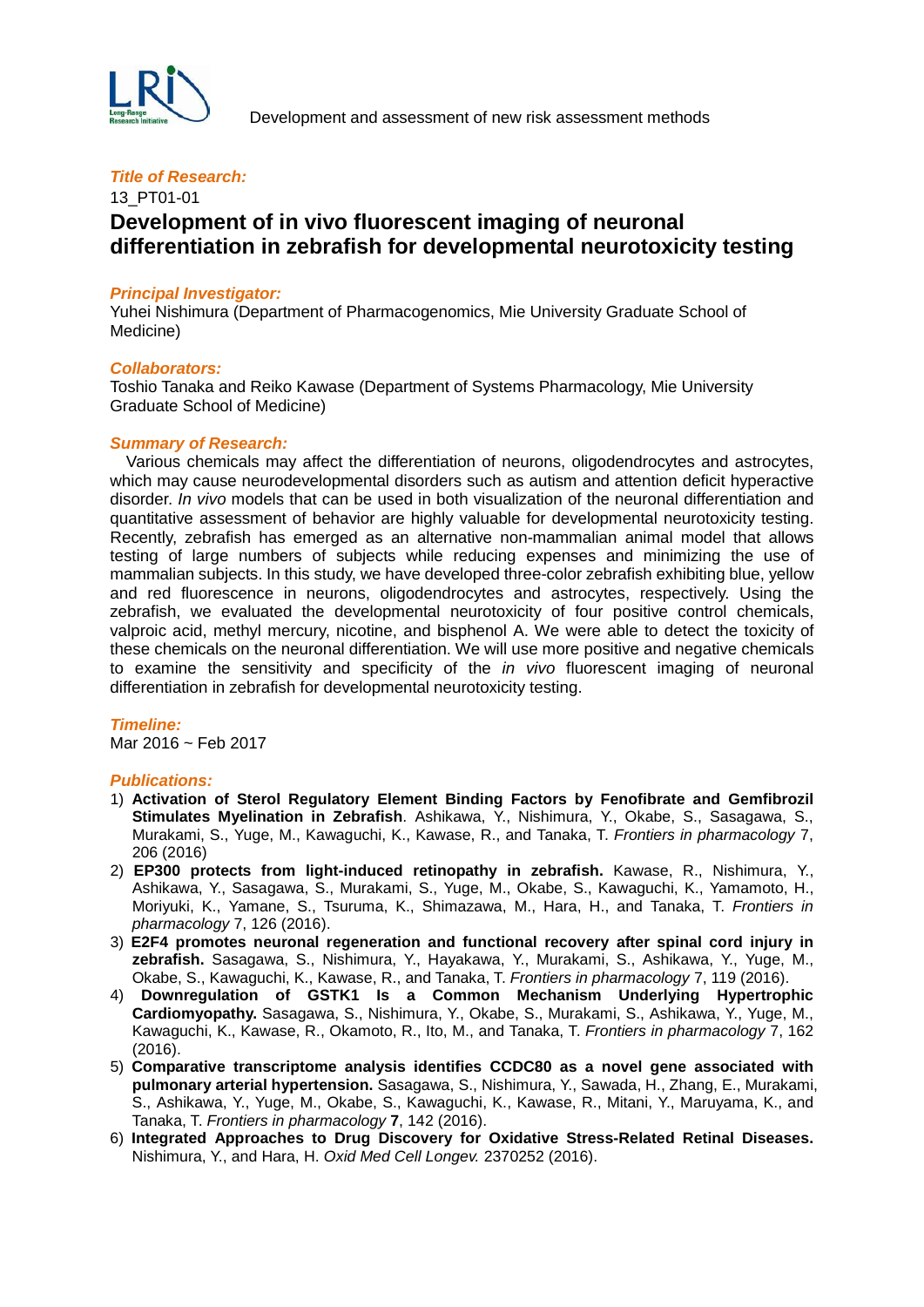*Title of Research:*

13_PT01-01

# Development of in vivo fluorescent imaging of neuronal differentiation in zebrafish for developmental neurotoxicity testing

*Principal Investigator:*

Yuhei Nishimura (Department of Pharmacogenomics, Mie University Graduate School of Medicine)

*Collaborators:*

Toshio Tanaka and Reiko Kawase (Department of Systems Pharmacology, Mie University Graduate School of Medicine)

*Summary of Research:*

Various chemicals may affect the differentiation of neurons, oligodendrocytes and astrocytes, which may cause neurodevelopmental disorders such as autism and attention deficit hyperactive disorder. *In vivo* models that can be used in both visualization of the neuronal differentiation and quantitative assessment of behavior are highly valuable for developmental neurotoxicity testing. Recently, zebrafish has emerged as an alternative non-mammalian animal model that allows testing of large numbers of subjects while reducing expenses and minimizing the use of mammalian subjects. In this study, we have developed three-color zebrafish exhibiting blue, yellow and red fluorescence in neurons, oligodendrocytes and astrocytes, respectively. Using the zebrafish, we evaluated the developmental neurotoxicity of four positive control chemicals, valproic acid, methyl mercury, nicotine, and bisphenol A. We were able to detect the toxicity of these chemicals on the neuronal differentiation. We will use more positive and negative chemicals to examine the sensitivity and specificity of the *in vivo* fluorescent imaging of neuronal differentiation in zebrafish for developmental neurotoxicity testing.

*Timeline:*

Mar 2016 ~ Feb 2017

*Publications:*

1) **Activation of Sterol Regulatory Element Binding Factors by Fenofibrate and Gemfibrozil Stimulates Myelination in Zebrafish**. Ashikawa, Y., Nishimura, Y., Okabe, S., Sasagawa, S., Murakami, S., Yuge, M., Kawaguchi, K., Kawase, R., and Tanaka, T. *Frontiers in pharmacology* 7, 206 (2016)
2) **EP300 protects from light-induced retinopathy in zebrafish.** Kawase, R., Nishimura, Y., Ashikawa, Y., Sasagawa, S., Murakami, S., Yuge, M., Okabe, S., Kawaguchi, K., Yamamoto, H., Moriyuki, K., Yamane, S., Tsuruma, K., Shimazawa, M., Hara, H., and Tanaka, T. *Frontiers in pharmacology* 7, 126 (2016).
3) **E2F4 promotes neuronal regeneration and functional recovery after spinal cord injury in zebrafish.** Sasagawa, S., Nishimura, Y., Hayakawa, Y., Murakami, S., Ashikawa, Y., Yuge, M., Okabe, S., Kawaguchi, K., Kawase, R., and Tanaka, T. *Frontiers in pharmacology* 7, 119 (2016).
4) **Downregulation of GSTK1 Is a Common Mechanism Underlying Hypertrophic Cardiomyopathy.** Sasagawa, S., Nishimura, Y., Okabe, S., Murakami, S., Ashikawa, Y., Yuge, M., Kawaguchi, K., Kawase, R., Okamoto, R., Ito, M., and Tanaka, T. *Frontiers in pharmacology* 7, 162 (2016).
5) **Comparative transcriptome analysis identifies CCDC80 as a novel gene associated with pulmonary arterial hypertension.** Sasagawa, S., Nishimura, Y., Sawada, H., Zhang, E., Murakami, S., Ashikawa, Y., Yuge, M., Okabe, S., Kawaguchi, K., Kawase, R., Mitani, Y., Maruyama, K., and Tanaka, T. *Frontiers in pharmacology* **7**, 142 (2016).
6) **Integrated Approaches to Drug Discovery for Oxidative Stress-Related Retinal Diseases.** Nishimura, Y., and Hara, H. *Oxid Med Cell Longev.* 2370252 (2016).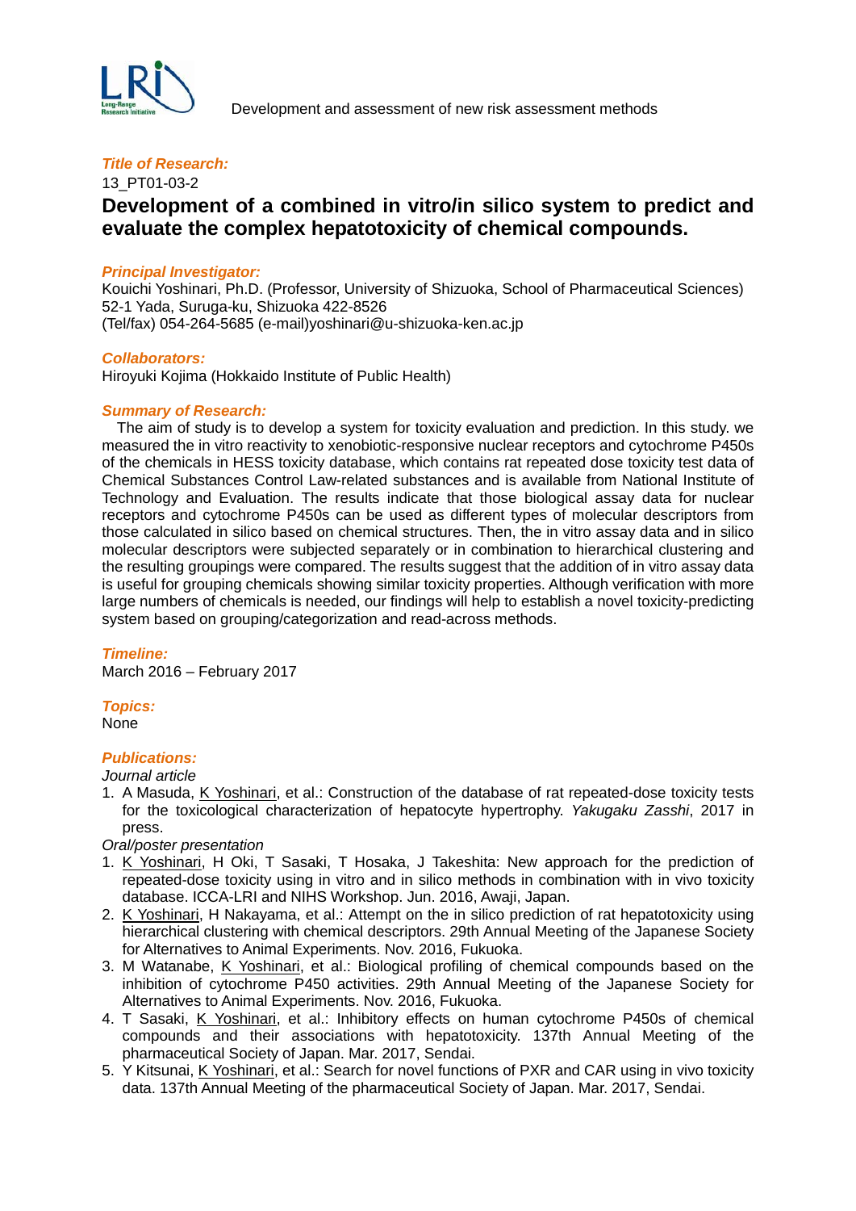***Title of Research:***

13_PT01-03-2

## Development of a combined in vitro/in silico system to predict and evaluate the complex hepatotoxicity of chemical compounds.

***Principal Investigator:***

Kouichi Yoshinari, Ph.D. (Professor, University of Shizuoka, School of Pharmaceutical Sciences)
52-1 Yada, Suruga-ku, Shizuoka 422-8526
(Tel/fax) 054-264-5685 (e-mail)yoshinari@u-shizuoka-ken.ac.jp

***Collaborators:***

Hiroyuki Kojima (Hokkaido Institute of Public Health)

***Summary of Research:***

The aim of study is to develop a system for toxicity evaluation and prediction. In this study. we measured the in vitro reactivity to xenobiotic-responsive nuclear receptors and cytochrome P450s of the chemicals in HESS toxicity database, which contains rat repeated dose toxicity test data of Chemical Substances Control Law-related substances and is available from National Institute of Technology and Evaluation. The results indicate that those biological assay data for nuclear receptors and cytochrome P450s can be used as different types of molecular descriptors from those calculated in silico based on chemical structures. Then, the in vitro assay data and in silico molecular descriptors were subjected separately or in combination to hierarchical clustering and the resulting groupings were compared. The results suggest that the addition of in vitro assay data is useful for grouping chemicals showing similar toxicity properties. Although verification with more large numbers of chemicals is needed, our findings will help to establish a novel toxicity-predicting system based on grouping/categorization and read-across methods.

***Timeline:***

March 2016 – February 2017

***Topics:***

None

***Publications:***

*Journal article*

1. A Masuda, K Yoshinari, et al.: Construction of the database of rat repeated-dose toxicity tests for the toxicological characterization of hepatocyte hypertrophy. *Yakugaku Zasshi*, 2017 in press.

*Oral/poster presentation*

1. K Yoshinari, H Oki, T Sasaki, T Hosaka, J Takeshita: New approach for the prediction of repeated-dose toxicity using in vitro and in silico methods in combination with in vivo toxicity database. ICCA-LRI and NIHS Workshop. Jun. 2016, Awaji, Japan.
2. K Yoshinari, H Nakayama, et al.: Attempt on the in silico prediction of rat hepatotoxicity using hierarchical clustering with chemical descriptors. 29th Annual Meeting of the Japanese Society for Alternatives to Animal Experiments. Nov. 2016, Fukuoka.
3. M Watanabe, K Yoshinari, et al.: Biological profiling of chemical compounds based on the inhibition of cytochrome P450 activities. 29th Annual Meeting of the Japanese Society for Alternatives to Animal Experiments. Nov. 2016, Fukuoka.
4. T Sasaki, K Yoshinari, et al.: Inhibitory effects on human cytochrome P450s of chemical compounds and their associations with hepatotoxicity. 137th Annual Meeting of the pharmaceutical Society of Japan. Mar. 2017, Sendai.
5. Y Kitsunai, K Yoshinari, et al.: Search for novel functions of PXR and CAR using in vivo toxicity data. 137th Annual Meeting of the pharmaceutical Society of Japan. Mar. 2017, Sendai.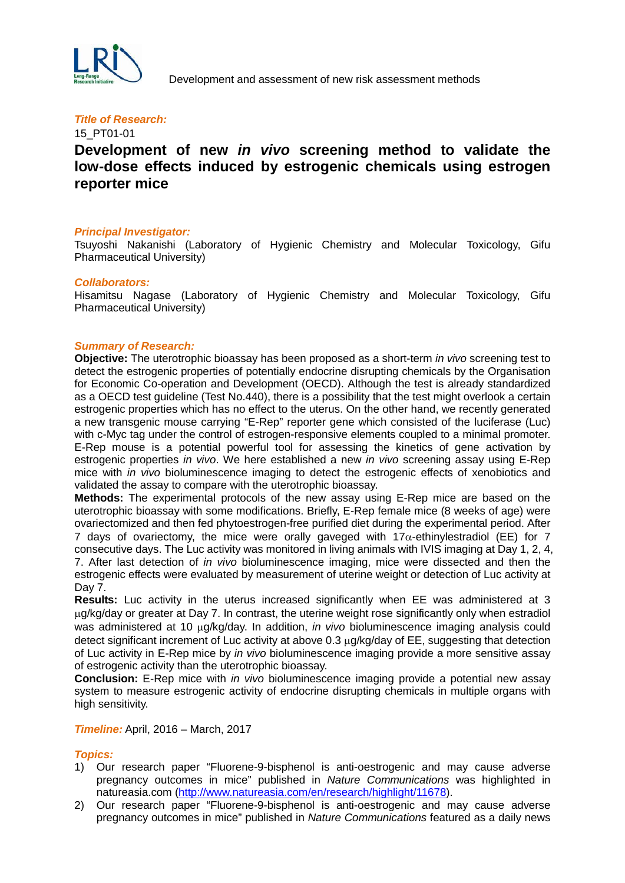*Title of Research:*

15_PT01-01

# Development of new *in vivo* screening method to validate the low-dose effects induced by estrogenic chemicals using estrogen reporter mice

*Principal Investigator:*

Tsuyoshi Nakanishi (Laboratory of Hygienic Chemistry and Molecular Toxicology, Gifu Pharmaceutical University)

*Collaborators:*

Hisamitsu Nagase (Laboratory of Hygienic Chemistry and Molecular Toxicology, Gifu Pharmaceutical University)

*Summary of Research:*

**Objective:** The uterotrophic bioassay has been proposed as a short-term *in vivo* screening test to detect the estrogenic properties of potentially endocrine disrupting chemicals by the Organisation for Economic Co-operation and Development (OECD). Although the test is already standardized as a OECD test guideline (Test No.440), there is a possibility that the test might overlook a certain estrogenic properties which has no effect to the uterus. On the other hand, we recently generated a new transgenic mouse carrying "E-Rep" reporter gene which consisted of the luciferase (Luc) with c-Myc tag under the control of estrogen-responsive elements coupled to a minimal promoter. E-Rep mouse is a potential powerful tool for assessing the kinetics of gene activation by estrogenic properties *in vivo*. We here established a new *in vivo* screening assay using E-Rep mice with *in vivo* bioluminescence imaging to detect the estrogenic effects of xenobiotics and validated the assay to compare with the uterotrophic bioassay.

**Methods:** The experimental protocols of the new assay using E-Rep mice are based on the uterotrophic bioassay with some modifications. Briefly, E-Rep female mice (8 weeks of age) were ovariectomized and then fed phytoestrogen-free purified diet during the experimental period. After 7 days of ovariectomy, the mice were orally gaveged with 17$\alpha$-ethinylestradiol (EE) for 7 consecutive days. The Luc activity was monitored in living animals with IVIS imaging at Day 1, 2, 4, 7. After last detection of *in vivo* bioluminescence imaging, mice were dissected and then the estrogenic effects were evaluated by measurement of uterine weight or detection of Luc activity at Day 7.

**Results:** Luc activity in the uterus increased significantly when EE was administered at 3 $\mu$g/kg/day or greater at Day 7. In contrast, the uterine weight rose significantly only when estradiol was administered at 10 $\mu$g/kg/day. In addition, *in vivo* bioluminescence imaging analysis could detect significant increment of Luc activity at above 0.3 $\mu$g/kg/day of EE, suggesting that detection of Luc activity in E-Rep mice by *in vivo* bioluminescence imaging provide a more sensitive assay of estrogenic activity than the uterotrophic bioassay.

**Conclusion:** E-Rep mice with *in vivo* bioluminescence imaging provide a potential new assay system to measure estrogenic activity of endocrine disrupting chemicals in multiple organs with high sensitivity.

*Timeline:* April, 2016 – March, 2017

*Topics:*

1) Our research paper "Fluorene-9-bisphenol is anti-oestrogenic and may cause adverse pregnancy outcomes in mice" published in *Nature Communications* was highlighted in natureasia.com (http://www.natureasia.com/en/research/highlight/11678).
2) Our research paper "Fluorene-9-bisphenol is anti-oestrogenic and may cause adverse pregnancy outcomes in mice" published in *Nature Communications* featured as a daily news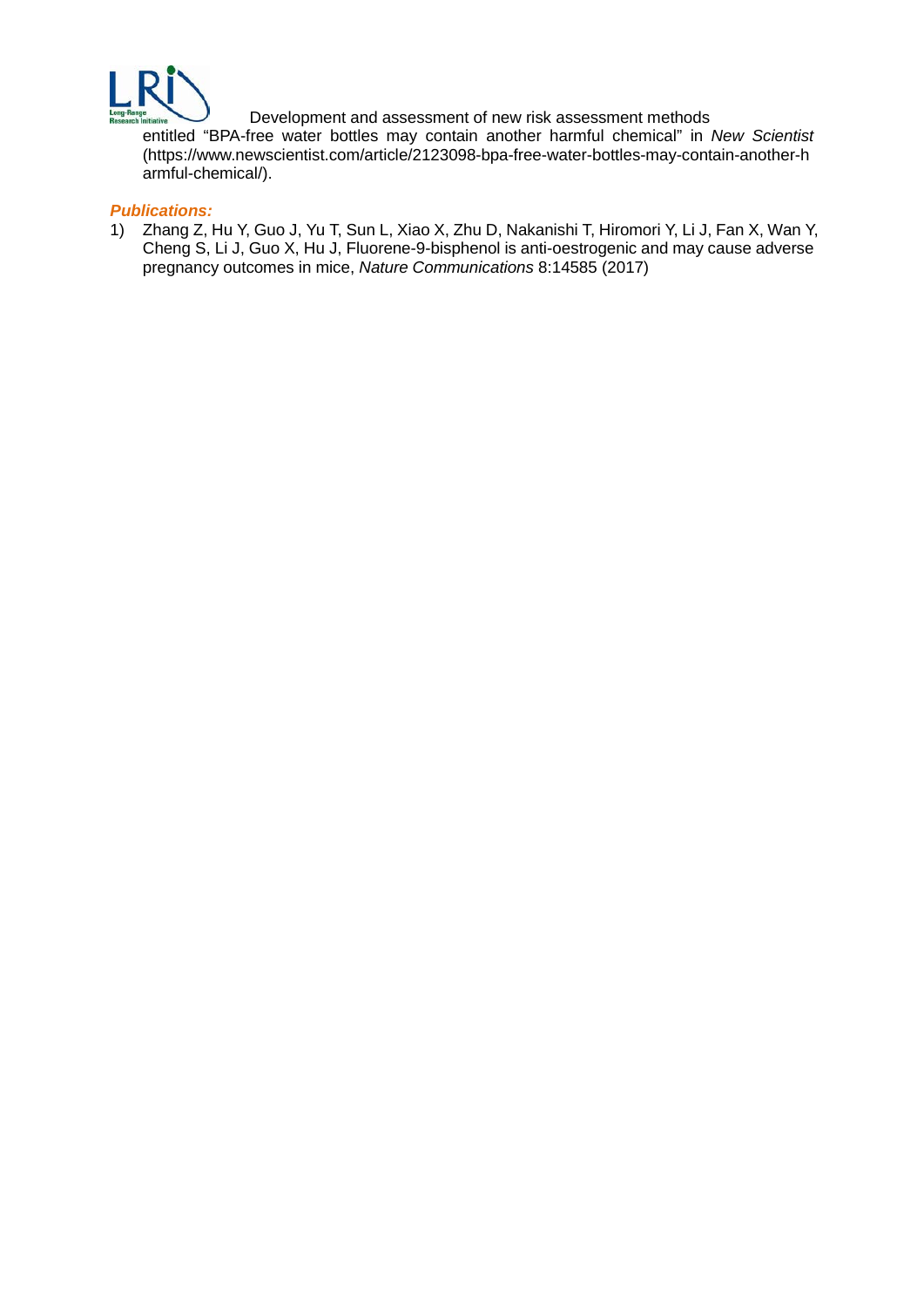entitled "BPA-free water bottles may contain another harmful chemical" in *New Scientist* (https://www.newscientist.com/article/2123098-bpa-free-water-bottles-may-contain-another-harmful-chemical/).

***Publications:***

1) Zhang Z, Hu Y, Guo J, Yu T, Sun L, Xiao X, Zhu D, Nakanishi T, Hiromori Y, Li J, Fan X, Wan Y, Cheng S, Li J, Guo X, Hu J, Fluorene-9-bisphenol is anti-oestrogenic and may cause adverse pregnancy outcomes in mice, *Nature Communications* 8:14585 (2017)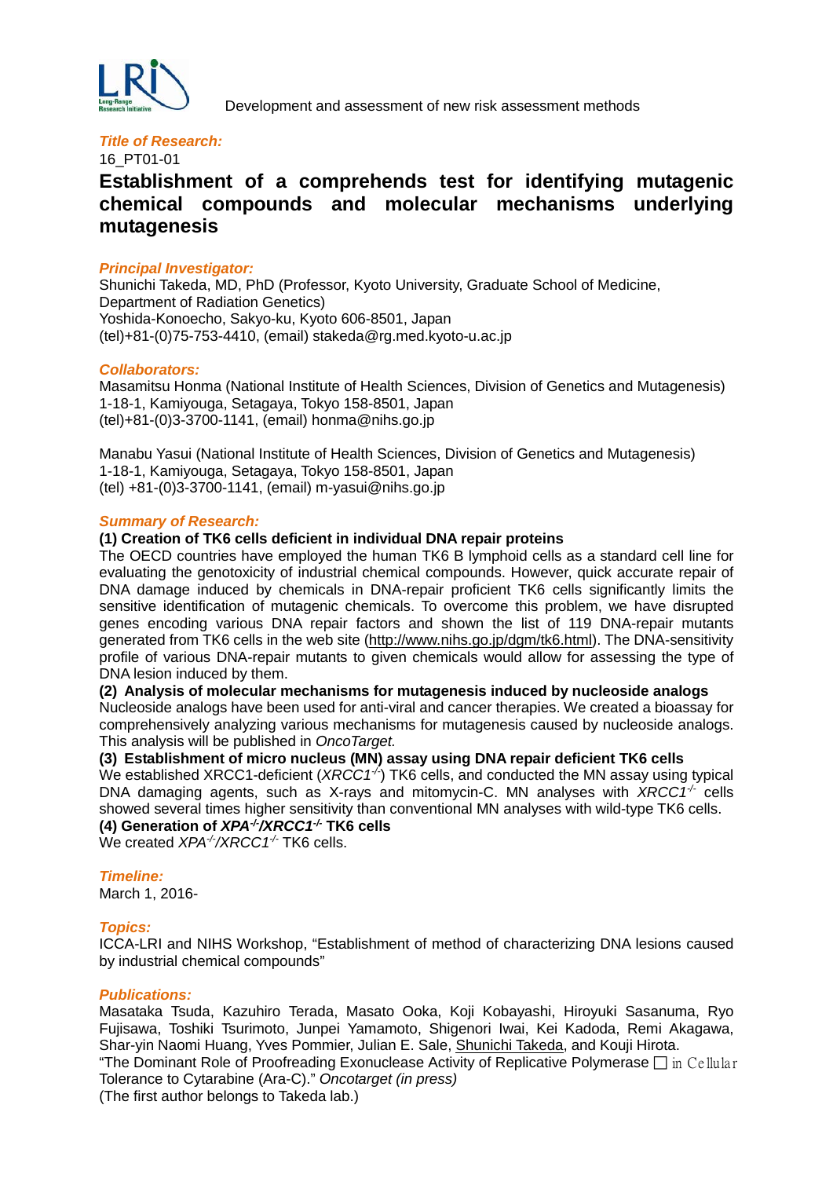Development and assessment of new risk assessment methods

***Title of Research:***

16_PT01-01

## Establishment of a comprehends test for identifying mutagenic chemical compounds and molecular mechanisms underlying mutagenesis

***Principal Investigator:***

Shunichi Takeda, MD, PhD (Professor, Kyoto University, Graduate School of Medicine, Department of Radiation Genetics)
Yoshida-Konoecho, Sakyo-ku, Kyoto 606-8501, Japan
(tel)+81-(0)75-753-4410, (email) stakeda@rg.med.kyoto-u.ac.jp

***Collaborators:***

Masamitsu Honma (National Institute of Health Sciences, Division of Genetics and Mutagenesis)
1-18-1, Kamiyouga, Setagaya, Tokyo 158-8501, Japan
(tel)+81-(0)3-3700-1141, (email) honma@nihs.go.jp

Manabu Yasui (National Institute of Health Sciences, Division of Genetics and Mutagenesis)
1-18-1, Kamiyouga, Setagaya, Tokyo 158-8501, Japan
(tel) +81-(0)3-3700-1141, (email) m-yasui@nihs.go.jp

***Summary of Research:***

**(1) Creation of TK6 cells deficient in individual DNA repair proteins**

The OECD countries have employed the human TK6 B lymphoid cells as a standard cell line for evaluating the genotoxicity of industrial chemical compounds. However, quick accurate repair of DNA damage induced by chemicals in DNA-repair proficient TK6 cells significantly limits the sensitive identification of mutagenic chemicals. To overcome this problem, we have disrupted genes encoding various DNA repair factors and shown the list of 119 DNA-repair mutants generated from TK6 cells in the web site (http://www.nihs.go.jp/dgm/tk6.html). The DNA-sensitivity profile of various DNA-repair mutants to given chemicals would allow for assessing the type of DNA lesion induced by them.

**(2) Analysis of molecular mechanisms for mutagenesis induced by nucleoside analogs**

Nucleoside analogs have been used for anti-viral and cancer therapies. We created a bioassay for comprehensively analyzing various mechanisms for mutagenesis caused by nucleoside analogs. This analysis will be published in *OncoTarget.*

**(3) Establishment of micro nucleus (MN) assay using DNA repair deficient TK6 cells**

We established XRCC1-deficient (*XRCC1*$^{-/-}$) TK6 cells, and conducted the MN assay using typical DNA damaging agents, such as X-rays and mitomycin-C. MN analyses with *XRCC1*$^{-/-}$ cells showed several times higher sensitivity than conventional MN analyses with wild-type TK6 cells.

**(4) Generation of *XPA*$^{-/-}$/*XRCC1*$^{-/-}$ TK6 cells**

We created *XPA*$^{-/-}$/*XRCC1*$^{-/-}$ TK6 cells.

***Timeline:***

March 1, 2016-

***Topics:***

ICCA-LRI and NIHS Workshop, "Establishment of method of characterizing DNA lesions caused by industrial chemical compounds"

***Publications:***

Masataka Tsuda, Kazuhiro Terada, Masato Ooka, Koji Kobayashi, Hiroyuki Sasanuma, Ryo Fujisawa, Toshiki Tsurimoto, Junpei Yamamoto, Shigenori Iwai, Kei Kadoda, Remi Akagawa, Shar-yin Naomi Huang, Yves Pommier, Julian E. Sale, Shunichi Takeda, and Kouji Hirota.
"The Dominant Role of Proofreading Exonuclease Activity of Replicative Polymerase □ in Cellular Tolerance to Cytarabine (Ara-C)." *Oncotarget (in press)*
(The first author belongs to Takeda lab.)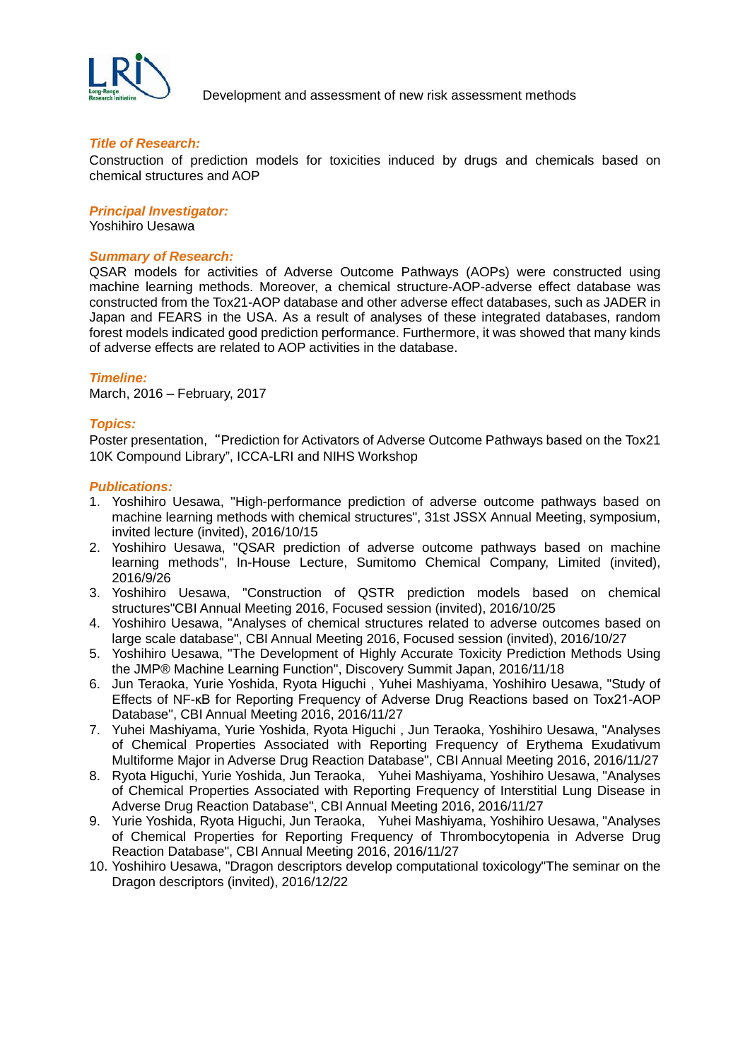**Title of Research:**

Construction of prediction models for toxicities induced by drugs and chemicals based on chemical structures and AOP

**Principal Investigator:**

Yoshihiro Uesawa

**Summary of Research:**

QSAR models for activities of Adverse Outcome Pathways (AOPs) were constructed using machine learning methods. Moreover, a chemical structure-AOP-adverse effect database was constructed from the Tox21-AOP database and other adverse effect databases, such as JADER in Japan and FEARS in the USA. As a result of analyses of these integrated databases, random forest models indicated good prediction performance. Furthermore, it was showed that many kinds of adverse effects are related to AOP activities in the database.

**Timeline:**

March, 2016 – February, 2017

**Topics:**

Poster presentation, “Prediction for Activators of Adverse Outcome Pathways based on the Tox21 10K Compound Library”, ICCA-LRI and NIHS Workshop

**Publications:**

1. Yoshihiro Uesawa, "High-performance prediction of adverse outcome pathways based on machine learning methods with chemical structures", 31st JSSX Annual Meeting, symposium, invited lecture (invited), 2016/10/15
2. Yoshihiro Uesawa, "QSAR prediction of adverse outcome pathways based on machine learning methods", In-House Lecture, Sumitomo Chemical Company, Limited (invited), 2016/9/26
3. Yoshihiro Uesawa, "Construction of QSTR prediction models based on chemical structures"CBI Annual Meeting 2016, Focused session (invited), 2016/10/25
4. Yoshihiro Uesawa, "Analyses of chemical structures related to adverse outcomes based on large scale database", CBI Annual Meeting 2016, Focused session (invited), 2016/10/27
5. Yoshihiro Uesawa, "The Development of Highly Accurate Toxicity Prediction Methods Using the JMP® Machine Learning Function", Discovery Summit Japan, 2016/11/18
6. Jun Teraoka, Yurie Yoshida, Ryota Higuchi , Yuhei Mashiyama, Yoshihiro Uesawa, "Study of Effects of NF-κB for Reporting Frequency of Adverse Drug Reactions based on Tox21-AOP Database", CBI Annual Meeting 2016, 2016/11/27
7. Yuhei Mashiyama, Yurie Yoshida, Ryota Higuchi , Jun Teraoka, Yoshihiro Uesawa, "Analyses of Chemical Properties Associated with Reporting Frequency of Erythema Exudativum Multiforme Major in Adverse Drug Reaction Database", CBI Annual Meeting 2016, 2016/11/27
8. Ryota Higuchi, Yurie Yoshida, Jun Teraoka, Yuhei Mashiyama, Yoshihiro Uesawa, "Analyses of Chemical Properties Associated with Reporting Frequency of Interstitial Lung Disease in Adverse Drug Reaction Database", CBI Annual Meeting 2016, 2016/11/27
9. Yurie Yoshida, Ryota Higuchi, Jun Teraoka, Yuhei Mashiyama, Yoshihiro Uesawa, "Analyses of Chemical Properties for Reporting Frequency of Thrombocytopenia in Adverse Drug Reaction Database", CBI Annual Meeting 2016, 2016/11/27
10. Yoshihiro Uesawa, "Dragon descriptors develop computational toxicology"The seminar on the Dragon descriptors (invited), 2016/12/22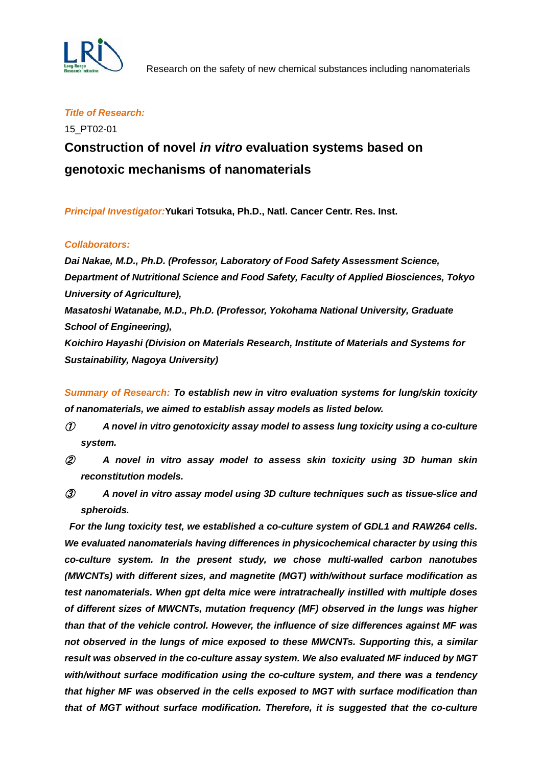Research on the safety of new chemical substances including nanomaterials

*Title of Research:*

15_PT02-01

## Construction of novel *in vitro* evaluation systems based on genotoxic mechanisms of nanomaterials

*Principal Investigator:* **Yukari Totsuka, Ph.D., Natl. Cancer Centr. Res. Inst.**

*Collaborators:*

***Dai Nakae, M.D., Ph.D. (Professor, Laboratory of Food Safety Assessment Science, Department of Nutritional Science and Food Safety, Faculty of Applied Biosciences, Tokyo University of Agriculture),***
***Masatoshi Watanabe, M.D., Ph.D. (Professor, Yokohama National University, Graduate School of Engineering),***
***Koichiro Hayashi (Division on Materials Research, Institute of Materials and Systems for Sustainability, Nagoya University)***

*Summary of Research:* ***To establish new in vitro evaluation systems for lung/skin toxicity of nanomaterials, we aimed to establish assay models as listed below.***

***① A novel in vitro genotoxicity assay model to assess lung toxicity using a co-culture system.***

***② A novel in vitro assay model to assess skin toxicity using 3D human skin reconstitution models.***

***③ A novel in vitro assay model using 3D culture techniques such as tissue-slice and spheroids.***

***For the lung toxicity test, we established a co-culture system of GDL1 and RAW264 cells. We evaluated nanomaterials having differences in physicochemical character by using this co-culture system. In the present study, we chose multi-walled carbon nanotubes (MWCNTs) with different sizes, and magnetite (MGT) with/without surface modification as test nanomaterials. When gpt delta mice were intratracheally instilled with multiple doses of different sizes of MWCNTs, mutation frequency (MF) observed in the lungs was higher than that of the vehicle control. However, the influence of size differences against MF was not observed in the lungs of mice exposed to these MWCNTs. Supporting this, a similar result was observed in the co-culture assay system. We also evaluated MF induced by MGT with/without surface modification using the co-culture system, and there was a tendency that higher MF was observed in the cells exposed to MGT with surface modification than that of MGT without surface modification. Therefore, it is suggested that the co-culture***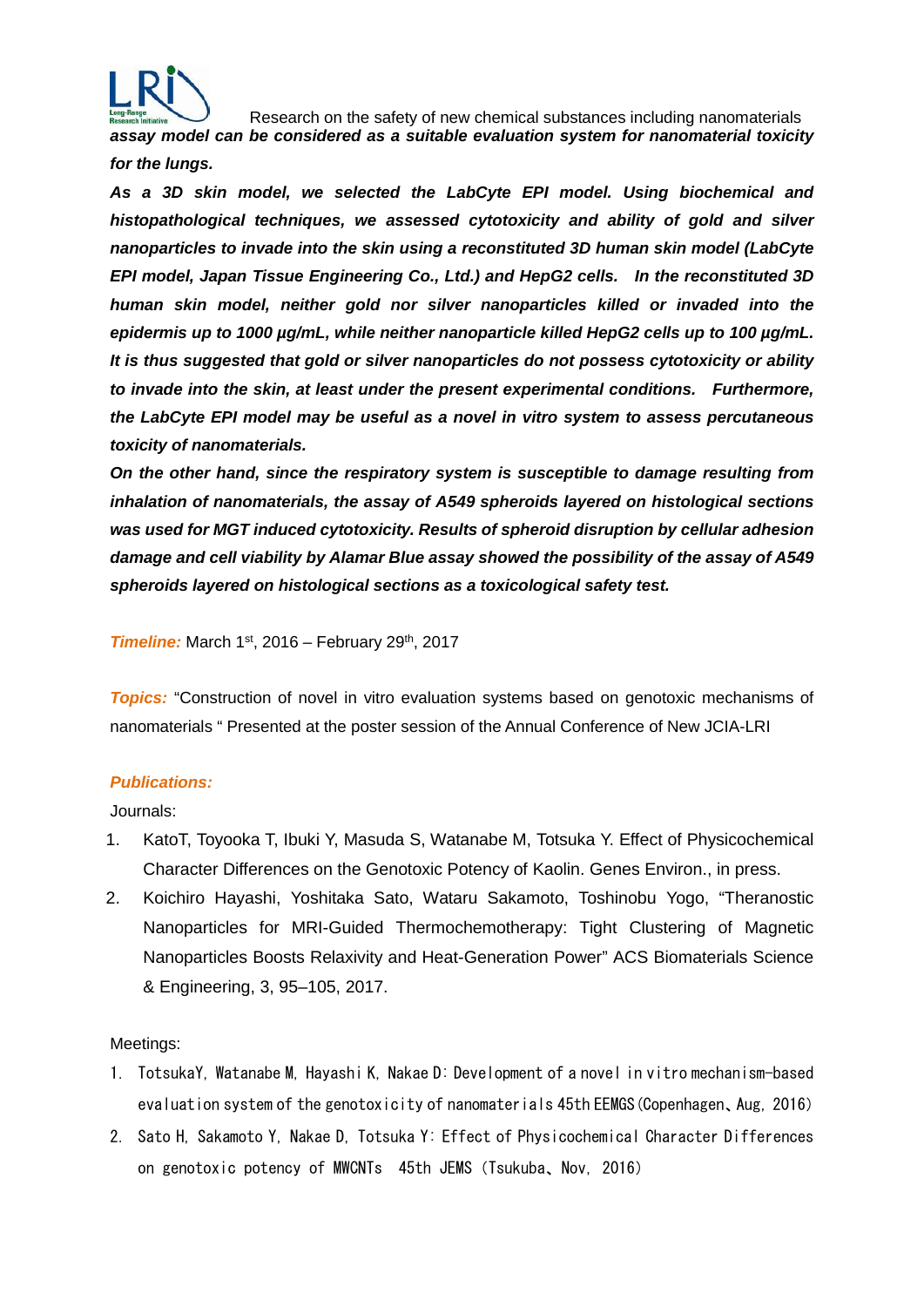***assay model can be considered as a suitable evaluation system for nanomaterial toxicity for the lungs.***

***As a 3D skin model, we selected the LabCyte EPI model. Using biochemical and histopathological techniques, we assessed cytotoxicity and ability of gold and silver nanoparticles to invade into the skin using a reconstituted 3D human skin model (LabCyte EPI model, Japan Tissue Engineering Co., Ltd.) and HepG2 cells. In the reconstituted 3D human skin model, neither gold nor silver nanoparticles killed or invaded into the epidermis up to 1000 μg/mL, while neither nanoparticle killed HepG2 cells up to 100 μg/mL. It is thus suggested that gold or silver nanoparticles do not possess cytotoxicity or ability to invade into the skin, at least under the present experimental conditions. Furthermore, the LabCyte EPI model may be useful as a novel in vitro system to assess percutaneous toxicity of nanomaterials.***

***On the other hand, since the respiratory system is susceptible to damage resulting from inhalation of nanomaterials, the assay of A549 spheroids layered on histological sections was used for MGT induced cytotoxicity. Results of spheroid disruption by cellular adhesion damage and cell viability by Alamar Blue assay showed the possibility of the assay of A549 spheroids layered on histological sections as a toxicological safety test.***

***Timeline:*** March 1st, 2016 – February 29th, 2017

***Topics:*** "Construction of novel in vitro evaluation systems based on genotoxic mechanisms of nanomaterials " Presented at the poster session of the Annual Conference of New JCIA-LRI

***Publications:***

Journals:

1. KatoT, Toyooka T, Ibuki Y, Masuda S, Watanabe M, Totsuka Y. Effect of Physicochemical Character Differences on the Genotoxic Potency of Kaolin. Genes Environ., in press.
2. Koichiro Hayashi, Yoshitaka Sato, Wataru Sakamoto, Toshinobu Yogo, "Theranostic Nanoparticles for MRI-Guided Thermochemotherapy: Tight Clustering of Magnetic Nanoparticles Boosts Relaxivity and Heat-Generation Power" ACS Biomaterials Science & Engineering, 3, 95–105, 2017.

Meetings:

1. TotsukaY, Watanabe M, Hayashi K, Nakae D: Development of a novel in vitro mechanism-based evaluation system of the genotoxicity of nanomaterials 45th EEMGS (Copenhagen、Aug, 2016)
2. Sato H, Sakamoto Y, Nakae D, Totsuka Y: Effect of Physicochemical Character Differences on genotoxic potency of MWCNTs 45th JEMS (Tsukuba、Nov, 2016)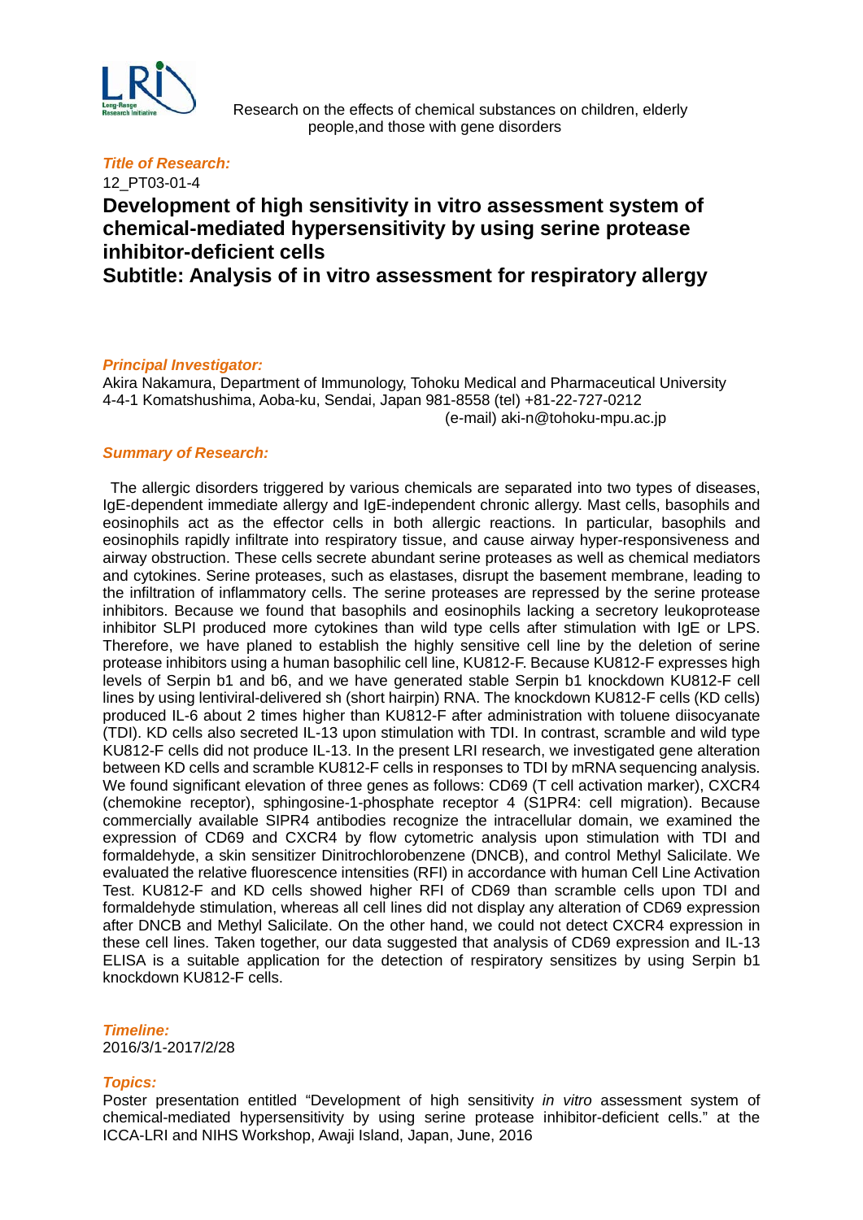Research on the effects of chemical substances on children, elderly people,and those with gene disorders

***Title of Research:***

12_PT03-01-4

# Development of high sensitivity in vitro assessment system of chemical-mediated hypersensitivity by using serine protease inhibitor-deficient cells
## Subtitle: Analysis of in vitro assessment for respiratory allergy

***Principal Investigator:***

Akira Nakamura, Department of Immunology, Tohoku Medical and Pharmaceutical University
4-4-1 Komatshushima, Aoba-ku, Sendai, Japan 981-8558 (tel) +81-22-727-0212
(e-mail) aki-n@tohoku-mpu.ac.jp

***Summary of Research:***

The allergic disorders triggered by various chemicals are separated into two types of diseases, IgE-dependent immediate allergy and IgE-independent chronic allergy. Mast cells, basophils and eosinophils act as the effector cells in both allergic reactions. In particular, basophils and eosinophils rapidly infiltrate into respiratory tissue, and cause airway hyper-responsiveness and airway obstruction. These cells secrete abundant serine proteases as well as chemical mediators and cytokines. Serine proteases, such as elastases, disrupt the basement membrane, leading to the infiltration of inflammatory cells. The serine proteases are repressed by the serine protease inhibitors. Because we found that basophils and eosinophils lacking a secretory leukoprotease inhibitor SLPI produced more cytokines than wild type cells after stimulation with IgE or LPS. Therefore, we have planed to establish the highly sensitive cell line by the deletion of serine protease inhibitors using a human basophilic cell line, KU812-F. Because KU812-F expresses high levels of Serpin b1 and b6, and we have generated stable Serpin b1 knockdown KU812-F cell lines by using lentiviral-delivered sh (short hairpin) RNA. The knockdown KU812-F cells (KD cells) produced IL-6 about 2 times higher than KU812-F after administration with toluene diisocyanate (TDI). KD cells also secreted IL-13 upon stimulation with TDI. In contrast, scramble and wild type KU812-F cells did not produce IL-13. In the present LRI research, we investigated gene alteration between KD cells and scramble KU812-F cells in responses to TDI by mRNA sequencing analysis. We found significant elevation of three genes as follows: CD69 (T cell activation marker), CXCR4 (chemokine receptor), sphingosine-1-phosphate receptor 4 (S1PR4: cell migration). Because commercially available SIPR4 antibodies recognize the intracellular domain, we examined the expression of CD69 and CXCR4 by flow cytometric analysis upon stimulation with TDI and formaldehyde, a skin sensitizer Dinitrochlorobenzene (DNCB), and control Methyl Salicilate. We evaluated the relative fluorescence intensities (RFI) in accordance with human Cell Line Activation Test. KU812-F and KD cells showed higher RFI of CD69 than scramble cells upon TDI and formaldehyde stimulation, whereas all cell lines did not display any alteration of CD69 expression after DNCB and Methyl Salicilate. On the other hand, we could not detect CXCR4 expression in these cell lines. Taken together, our data suggested that analysis of CD69 expression and IL-13 ELISA is a suitable application for the detection of respiratory sensitizes by using Serpin b1 knockdown KU812-F cells.

***Timeline:***

2016/3/1-2017/2/28

***Topics:***

Poster presentation entitled “Development of high sensitivity *in vitro* assessment system of chemical-mediated hypersensitivity by using serine protease inhibitor-deficient cells.” at the ICCA-LRI and NIHS Workshop, Awaji Island, Japan, June, 2016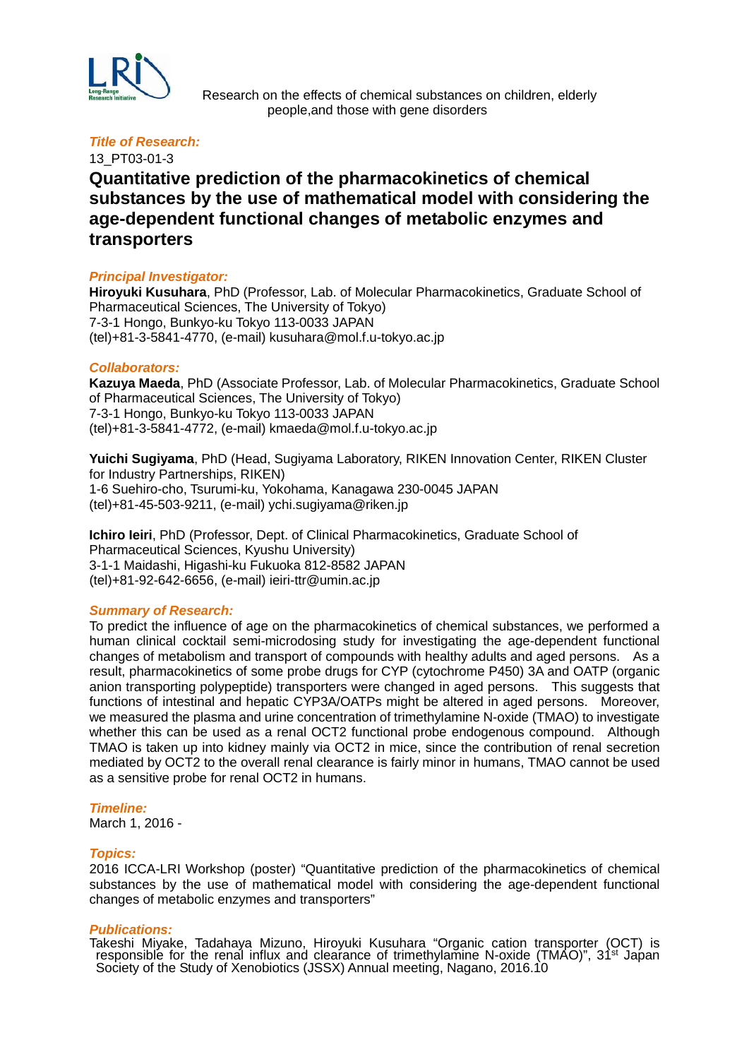Research on the effects of chemical substances on children, elderly people,and those with gene disorders

***Title of Research:***

13_PT03-01-3

## Quantitative prediction of the pharmacokinetics of chemical substances by the use of mathematical model with considering the age-dependent functional changes of metabolic enzymes and transporters

***Principal Investigator:***

**Hiroyuki Kusuhara**, PhD (Professor, Lab. of Molecular Pharmacokinetics, Graduate School of Pharmaceutical Sciences, The University of Tokyo)
7-3-1 Hongo, Bunkyo-ku Tokyo 113-0033 JAPAN
(tel)+81-3-5841-4770, (e-mail) kusuhara@mol.f.u-tokyo.ac.jp

***Collaborators:***

**Kazuya Maeda**, PhD (Associate Professor, Lab. of Molecular Pharmacokinetics, Graduate School of Pharmaceutical Sciences, The University of Tokyo)
7-3-1 Hongo, Bunkyo-ku Tokyo 113-0033 JAPAN
(tel)+81-3-5841-4772, (e-mail) kmaeda@mol.f.u-tokyo.ac.jp

**Yuichi Sugiyama**, PhD (Head, Sugiyama Laboratory, RIKEN Innovation Center, RIKEN Cluster for Industry Partnerships, RIKEN)
1-6 Suehiro-cho, Tsurumi-ku, Yokohama, Kanagawa 230-0045 JAPAN
(tel)+81-45-503-9211, (e-mail) ychi.sugiyama@riken.jp

**Ichiro Ieiri**, PhD (Professor, Dept. of Clinical Pharmacokinetics, Graduate School of Pharmaceutical Sciences, Kyushu University)
3-1-1 Maidashi, Higashi-ku Fukuoka 812-8582 JAPAN
(tel)+81-92-642-6656, (e-mail) ieiri-ttr@umin.ac.jp

***Summary of Research:***

To predict the influence of age on the pharmacokinetics of chemical substances, we performed a human clinical cocktail semi-microdosing study for investigating the age-dependent functional changes of metabolism and transport of compounds with healthy adults and aged persons. As a result, pharmacokinetics of some probe drugs for CYP (cytochrome P450) 3A and OATP (organic anion transporting polypeptide) transporters were changed in aged persons. This suggests that functions of intestinal and hepatic CYP3A/OATPs might be altered in aged persons. Moreover, we measured the plasma and urine concentration of trimethylamine N-oxide (TMAO) to investigate whether this can be used as a renal OCT2 functional probe endogenous compound. Although TMAO is taken up into kidney mainly via OCT2 in mice, since the contribution of renal secretion mediated by OCT2 to the overall renal clearance is fairly minor in humans, TMAO cannot be used as a sensitive probe for renal OCT2 in humans.

***Timeline:***

March 1, 2016 -

***Topics:***

2016 ICCA-LRI Workshop (poster) “Quantitative prediction of the pharmacokinetics of chemical substances by the use of mathematical model with considering the age-dependent functional changes of metabolic enzymes and transporters”

***Publications:***

Takeshi Miyake, Tadahaya Mizuno, Hiroyuki Kusuhara “Organic cation transporter (OCT) is responsible for the renal influx and clearance of trimethylamine N-oxide (TMAO)”, 31st Japan Society of the Study of Xenobiotics (JSSX) Annual meeting, Nagano, 2016.10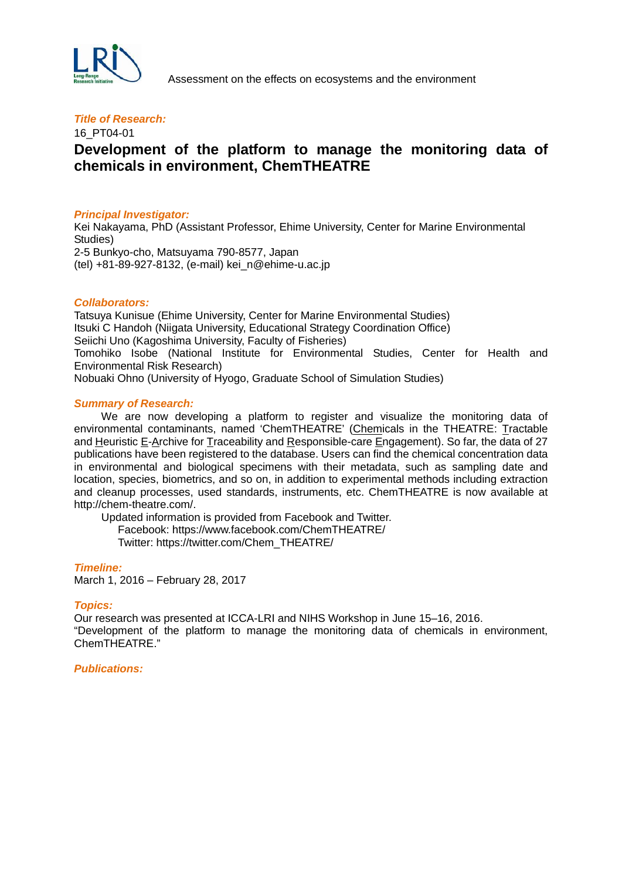Assessment on the effects on ecosystems and the environment

***Title of Research:***

16_PT04-01

## Development of the platform to manage the monitoring data of chemicals in environment, ChemTHEATRE

***Principal Investigator:***

Kei Nakayama, PhD (Assistant Professor, Ehime University, Center for Marine Environmental Studies)
2-5 Bunkyo-cho, Matsuyama 790-8577, Japan
(tel) +81-89-927-8132, (e-mail) kei_n@ehime-u.ac.jp

***Collaborators:***

Tatsuya Kunisue (Ehime University, Center for Marine Environmental Studies)
Itsuki C Handoh (Niigata University, Educational Strategy Coordination Office)
Seiichi Uno (Kagoshima University, Faculty of Fisheries)
Tomohiko Isobe (National Institute for Environmental Studies, Center for Health and Environmental Risk Research)
Nobuaki Ohno (University of Hyogo, Graduate School of Simulation Studies)

***Summary of Research:***

We are now developing a platform to register and visualize the monitoring data of environmental contaminants, named 'ChemTHEATRE' (Chemicals in the THEATRE: Tractable and Heuristic E-Archive for Traceability and Responsible-care Engagement). So far, the data of 27 publications have been registered to the database. Users can find the chemical concentration data in environmental and biological specimens with their metadata, such as sampling date and location, species, biometrics, and so on, in addition to experimental methods including extraction and cleanup processes, used standards, instruments, etc. ChemTHEATRE is now available at http://chem-theatre.com/.

Updated information is provided from Facebook and Twitter.
Facebook: https://www.facebook.com/ChemTHEATRE/
Twitter: https://twitter.com/Chem_THEATRE/

***Timeline:***

March 1, 2016 – February 28, 2017

***Topics:***

Our research was presented at ICCA-LRI and NIHS Workshop in June 15–16, 2016.
"Development of the platform to manage the monitoring data of chemicals in environment, ChemTHEATRE."

***Publications:***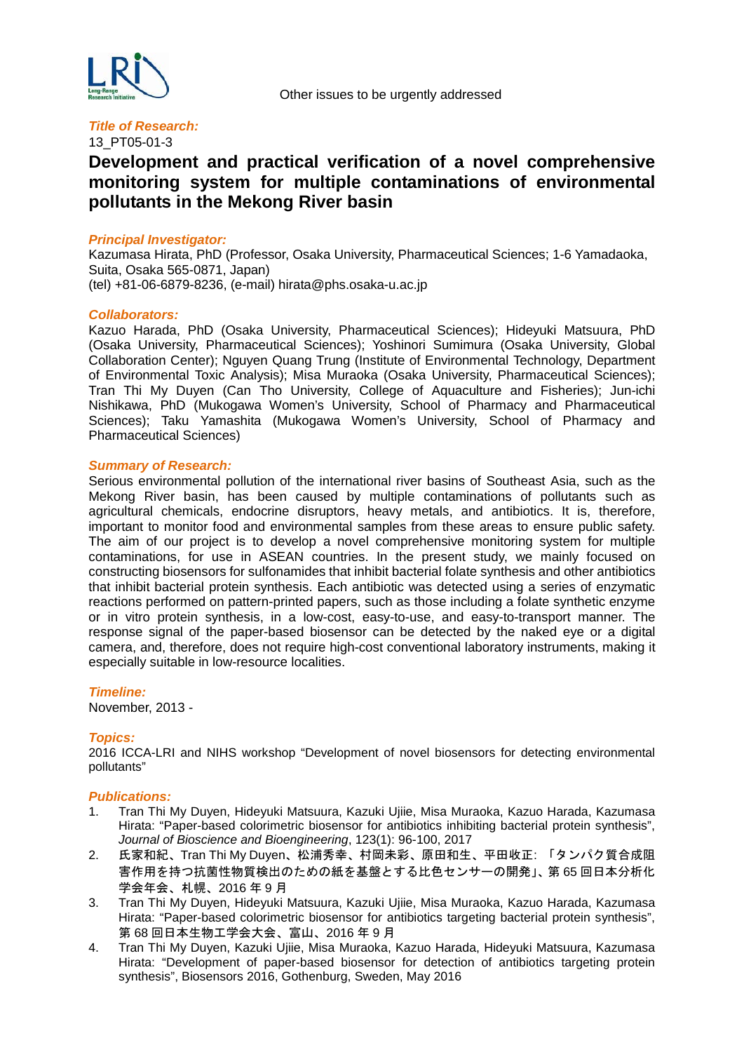Other issues to be urgently addressed

***Title of Research:***

13_PT05-01-3

# Development and practical verification of a novel comprehensive monitoring system for multiple contaminations of environmental pollutants in the Mekong River basin

***Principal Investigator:***

Kazumasa Hirata, PhD (Professor, Osaka University, Pharmaceutical Sciences; 1-6 Yamadaoka, Suita, Osaka 565-0871, Japan)
(tel) +81-06-6879-8236, (e-mail) hirata@phs.osaka-u.ac.jp

***Collaborators:***

Kazuo Harada, PhD (Osaka University, Pharmaceutical Sciences); Hideyuki Matsuura, PhD (Osaka University, Pharmaceutical Sciences); Yoshinori Sumimura (Osaka University, Global Collaboration Center); Nguyen Quang Trung (Institute of Environmental Technology, Department of Environmental Toxic Analysis); Misa Muraoka (Osaka University, Pharmaceutical Sciences); Tran Thi My Duyen (Can Tho University, College of Aquaculture and Fisheries); Jun-ichi Nishikawa, PhD (Mukogawa Women's University, School of Pharmacy and Pharmaceutical Sciences); Taku Yamashita (Mukogawa Women's University, School of Pharmacy and Pharmaceutical Sciences)

***Summary of Research:***

Serious environmental pollution of the international river basins of Southeast Asia, such as the Mekong River basin, has been caused by multiple contaminations of pollutants such as agricultural chemicals, endocrine disruptors, heavy metals, and antibiotics. It is, therefore, important to monitor food and environmental samples from these areas to ensure public safety. The aim of our project is to develop a novel comprehensive monitoring system for multiple contaminations, for use in ASEAN countries. In the present study, we mainly focused on constructing biosensors for sulfonamides that inhibit bacterial folate synthesis and other antibiotics that inhibit bacterial protein synthesis. Each antibiotic was detected using a series of enzymatic reactions performed on pattern-printed papers, such as those including a folate synthetic enzyme or in vitro protein synthesis, in a low-cost, easy-to-use, and easy-to-transport manner. The response signal of the paper-based biosensor can be detected by the naked eye or a digital camera, and, therefore, does not require high-cost conventional laboratory instruments, making it especially suitable in low-resource localities.

***Timeline:***

November, 2013 -

***Topics:***

2016 ICCA-LRI and NIHS workshop "Development of novel biosensors for detecting environmental pollutants"

***Publications:***

1. Tran Thi My Duyen, Hideyuki Matsuura, Kazuki Ujiie, Misa Muraoka, Kazuo Harada, Kazumasa Hirata: "Paper-based colorimetric biosensor for antibiotics inhibiting bacterial protein synthesis", *Journal of Bioscience and Bioengineering*, 123(1): 96-100, 2017
2. 氏家和紀、Tran Thi My Duyen、松浦秀幸、村岡未彩、原田和生、平田收正: 「タンパク質合成阻害作用を持つ抗菌性物質検出のための紙を基盤とする比色センサーの開発」、第 65 回日本分析化学会年会、札幌、2016 年 9 月
3. Tran Thi My Duyen, Hideyuki Matsuura, Kazuki Ujiie, Misa Muraoka, Kazuo Harada, Kazumasa Hirata: "Paper-based colorimetric biosensor for antibiotics targeting bacterial protein synthesis", 第 68 回日本生物工学会大会、富山、2016 年 9 月
4. Tran Thi My Duyen, Kazuki Ujiie, Misa Muraoka, Kazuo Harada, Hideyuki Matsuura, Kazumasa Hirata: "Development of paper-based biosensor for detection of antibiotics targeting protein synthesis", Biosensors 2016, Gothenburg, Sweden, May 2016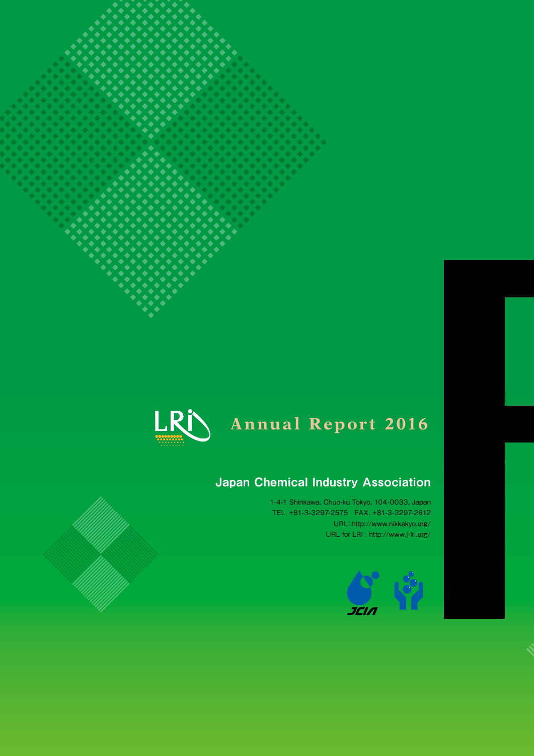LRI

# Annual Report 2016

## Japan Chemical Industry Association

1-4-1 Shinkawa, Chuo-ku Tokyo, 104-0033, Japan
TEL. +81-3-3297-2575　FAX. +81-3-3297-2612
URL：http://www.nikkakyo.org/
URL for LRI : http://www.j-lri.org/

JCIA